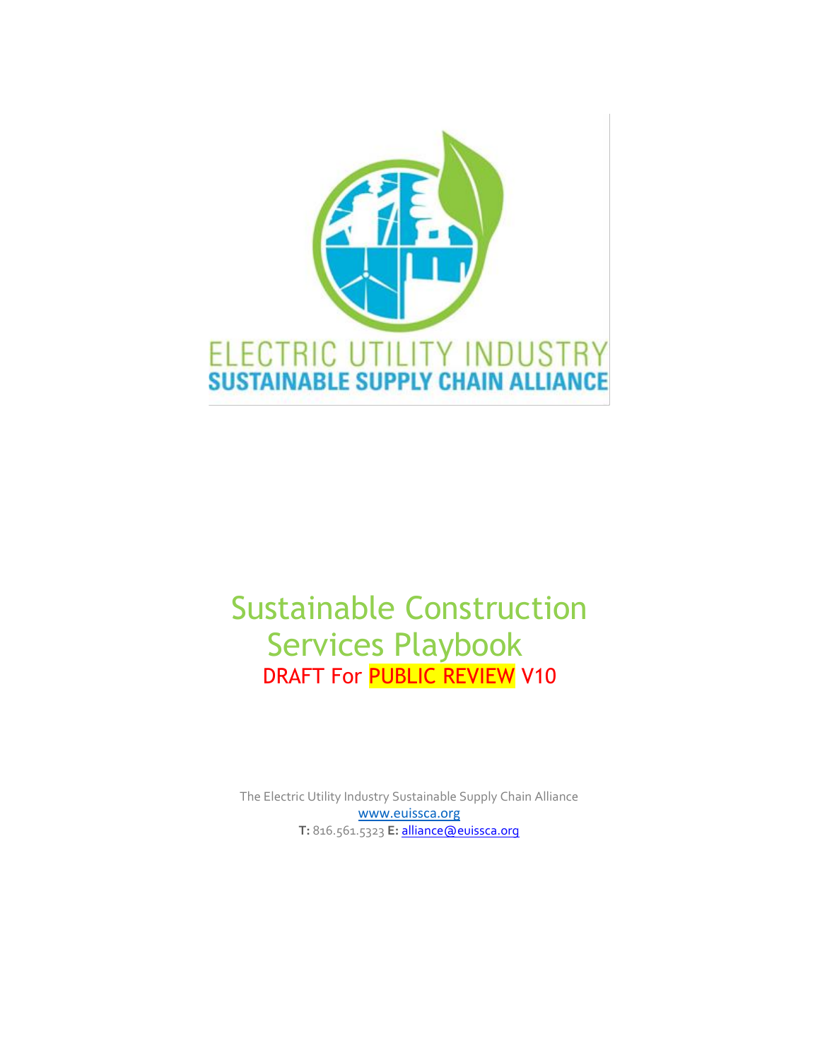ELECTRIC UTILITY INDUSTRY
SUSTAINABLE SUPPLY CHAIN ALLIANCE

# Sustainable Construction Services Playbook

DRAFT For PUBLIC REVIEW V10

The Electric Utility Industry Sustainable Supply Chain Alliance
www.euissca.org
**T:** 816.561.5323 **E:** alliance@euissca.org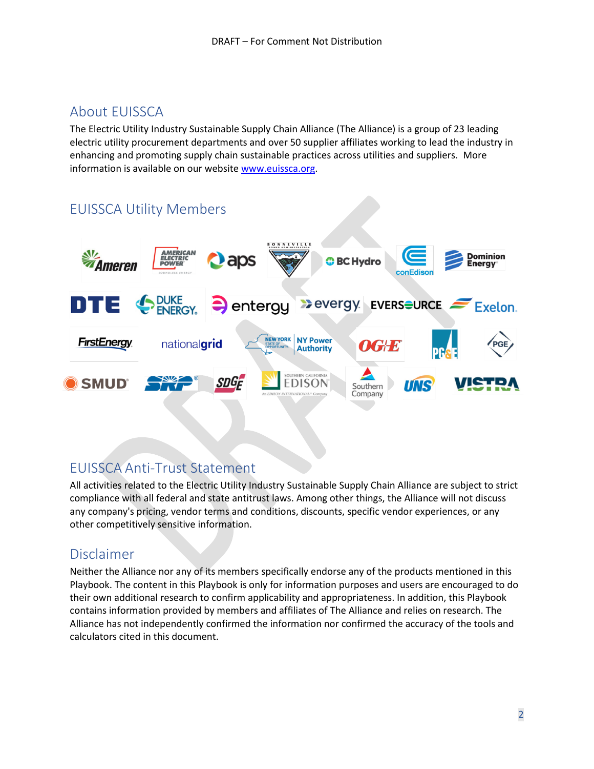## About EUISSCA

The Electric Utility Industry Sustainable Supply Chain Alliance (The Alliance) is a group of 23 leading electric utility procurement departments and over 50 supplier affiliates working to lead the industry in enhancing and promoting supply chain sustainable practices across utilities and suppliers. More information is available on our website [www.euissca.org](http://www.euissca.org).

## EUISSCA Utility Members

Ameren, American Electric Power, aps, Bonneville Power Administration, BC Hydro, conEdison, Dominion Energy, DTE, Duke Energy, entergy, evergy, Eversource, Exelon, FirstEnergy, nationalgrid, NY Power Authority, OG&E, PG&E, PGE, SMUD, SRP, SDG&E, Southern California Edison, Southern Company, UNS, VISTRA

## EUISSCA Anti-Trust Statement

All activities related to the Electric Utility Industry Sustainable Supply Chain Alliance are subject to strict compliance with all federal and state antitrust laws. Among other things, the Alliance will not discuss any company's pricing, vendor terms and conditions, discounts, specific vendor experiences, or any other competitively sensitive information.

## Disclaimer

Neither the Alliance nor any of its members specifically endorse any of the products mentioned in this Playbook. The content in this Playbook is only for information purposes and users are encouraged to do their own additional research to confirm applicability and appropriateness. In addition, this Playbook contains information provided by members and affiliates of The Alliance and relies on research. The Alliance has not independently confirmed the information nor confirmed the accuracy of the tools and calculators cited in this document.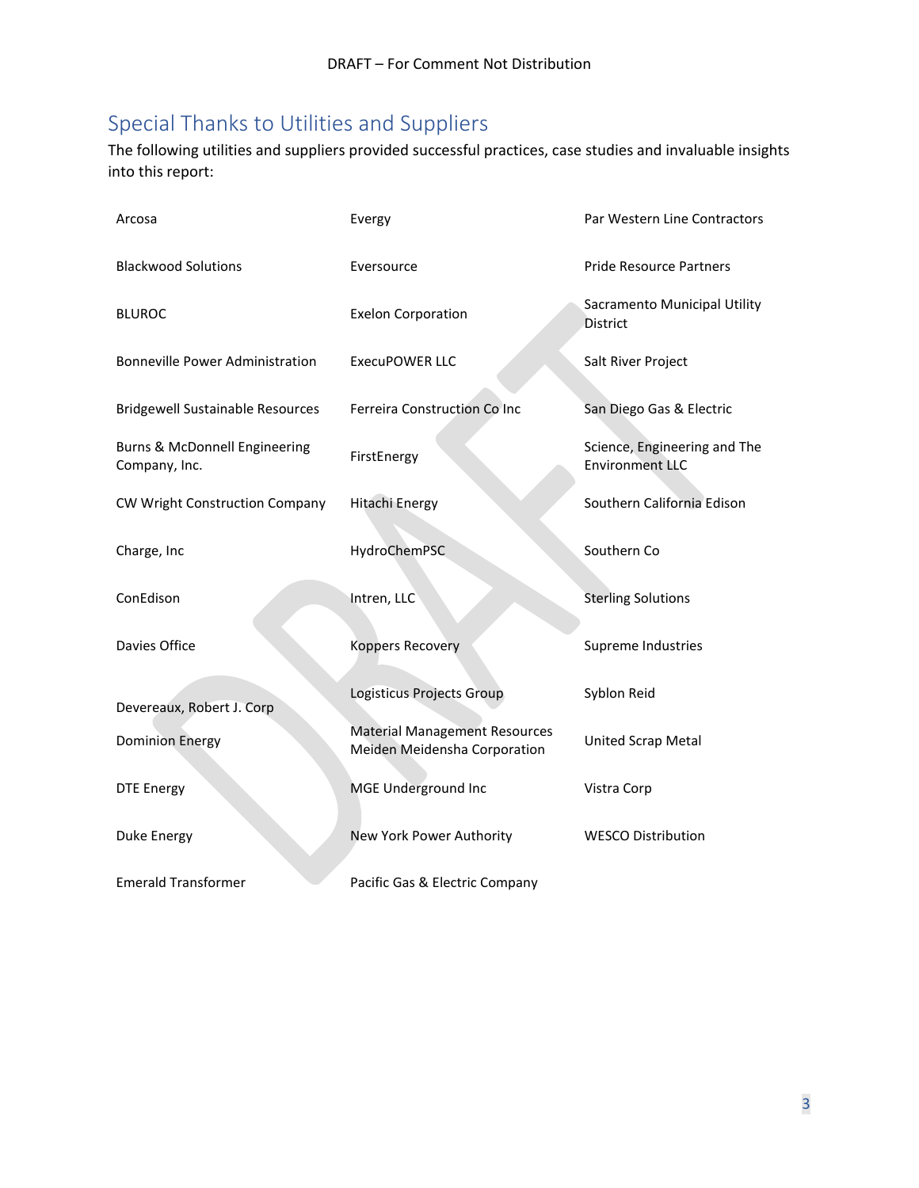## Special Thanks to Utilities and Suppliers

The following utilities and suppliers provided successful practices, case studies and invaluable insights into this report:

- Arcosa
- Blackwood Solutions
- BLUROC
- Bonneville Power Administration
- Bridgewell Sustainable Resources
- Burns & McDonnell Engineering Company, Inc.
- CW Wright Construction Company
- Charge, Inc
- ConEdison
- Davies Office
- Devereaux, Robert J. Corp
- Dominion Energy
- DTE Energy
- Duke Energy
- Emerald Transformer
- Evergy
- Eversource
- Exelon Corporation
- ExecuPOWER LLC
- Ferreira Construction Co Inc
- FirstEnergy
- Hitachi Energy
- HydroChemPSC
- Intren, LLC
- Koppers Recovery
- Logisticus Projects Group
- Material Management Resources
- Meiden Meidensha Corporation
- MGE Underground Inc
- New York Power Authority
- Pacific Gas & Electric Company
- Par Western Line Contractors
- Pride Resource Partners
- Sacramento Municipal Utility District
- Salt River Project
- San Diego Gas & Electric
- Science, Engineering and The Environment LLC
- Southern California Edison
- Southern Co
- Sterling Solutions
- Supreme Industries
- Syblon Reid
- United Scrap Metal
- Vistra Corp
- WESCO Distribution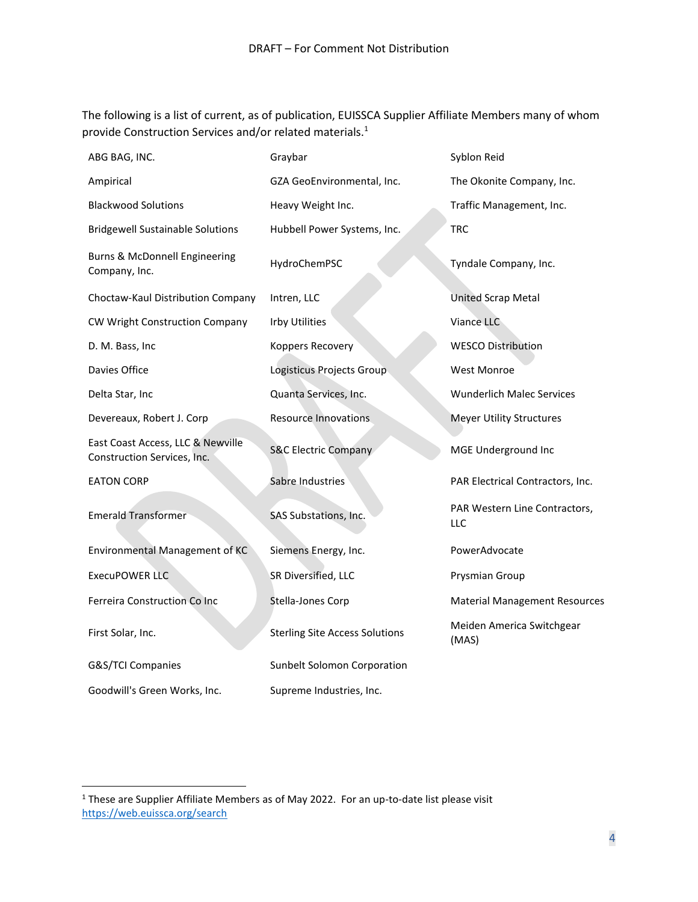The following is a list of current, as of publication, EUISSCA Supplier Affiliate Members many of whom provide Construction Services and/or related materials.[1]

| | | |
|---|---|---|
| ABG BAG, INC. | Graybar | Syblon Reid |
| Ampirical | GZA GeoEnvironmental, Inc. | The Okonite Company, Inc. |
| Blackwood Solutions | Heavy Weight Inc. | Traffic Management, Inc. |
| Bridgewell Sustainable Solutions | Hubbell Power Systems, Inc. | TRC |
| Burns & McDonnell Engineering Company, Inc. | HydroChemPSC | Tyndale Company, Inc. |
| Choctaw-Kaul Distribution Company | Intren, LLC | United Scrap Metal |
| CW Wright Construction Company | Irby Utilities | Viance LLC |
| D. M. Bass, Inc | Koppers Recovery | WESCO Distribution |
| Davies Office | Logisticus Projects Group | West Monroe |
| Delta Star, Inc | Quanta Services, Inc. | Wunderlich Malec Services |
| Devereaux, Robert J. Corp | Resource Innovations | Meyer Utility Structures |
| East Coast Access, LLC & Newville Construction Services, Inc. | S&C Electric Company | MGE Underground Inc |
| EATON CORP | Sabre Industries | PAR Electrical Contractors, Inc. |
| Emerald Transformer | SAS Substations, Inc. | PAR Western Line Contractors, LLC |
| Environmental Management of KC | Siemens Energy, Inc. | PowerAdvocate |
| ExecuPOWER LLC | SR Diversified, LLC | Prysmian Group |
| Ferreira Construction Co Inc | Stella-Jones Corp | Material Management Resources |
| First Solar, Inc. | Sterling Site Access Solutions | Meiden America Switchgear (MAS) |
| G&S/TCI Companies | Sunbelt Solomon Corporation | |
| Goodwill's Green Works, Inc. | Supreme Industries, Inc. | |

[1] These are Supplier Affiliate Members as of May 2022. For an up-to-date list please visit https://web.euissca.org/search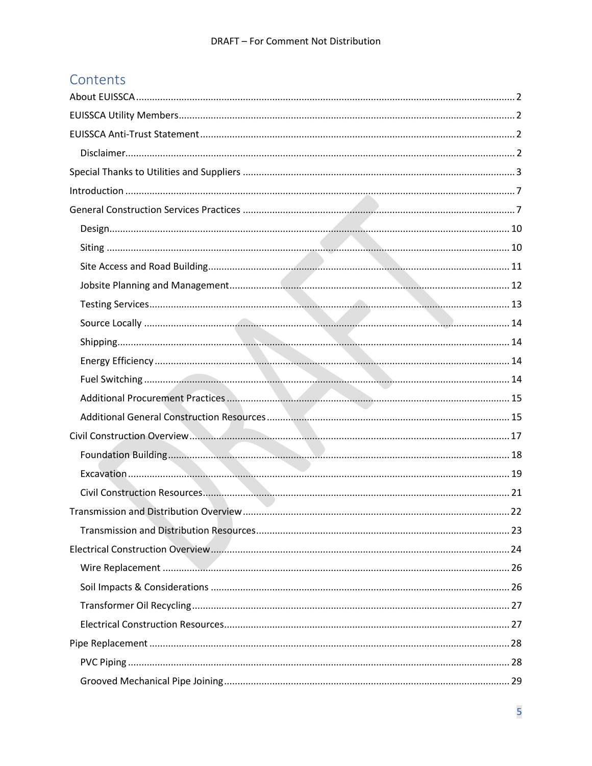# Contents

- About EUISSCA ... 2
- EUISSCA Utility Members ... 2
- EUISSCA Anti-Trust Statement ... 2
  - Disclaimer ... 2
- Special Thanks to Utilities and Suppliers ... 3
- Introduction ... 7
- General Construction Services Practices ... 7
  - Design ... 10
  - Siting ... 10
  - Site Access and Road Building ... 11
  - Jobsite Planning and Management ... 12
  - Testing Services ... 13
  - Source Locally ... 14
  - Shipping ... 14
  - Energy Efficiency ... 14
  - Fuel Switching ... 14
  - Additional Procurement Practices ... 15
  - Additional General Construction Resources ... 15
- Civil Construction Overview ... 17
  - Foundation Building ... 18
  - Excavation ... 19
  - Civil Construction Resources ... 21
- Transmission and Distribution Overview ... 22
  - Transmission and Distribution Resources ... 23
- Electrical Construction Overview ... 24
  - Wire Replacement ... 26
  - Soil Impacts & Considerations ... 26
  - Transformer Oil Recycling ... 27
  - Electrical Construction Resources ... 27
- Pipe Replacement ... 28
  - PVC Piping ... 28
  - Grooved Mechanical Pipe Joining ... 29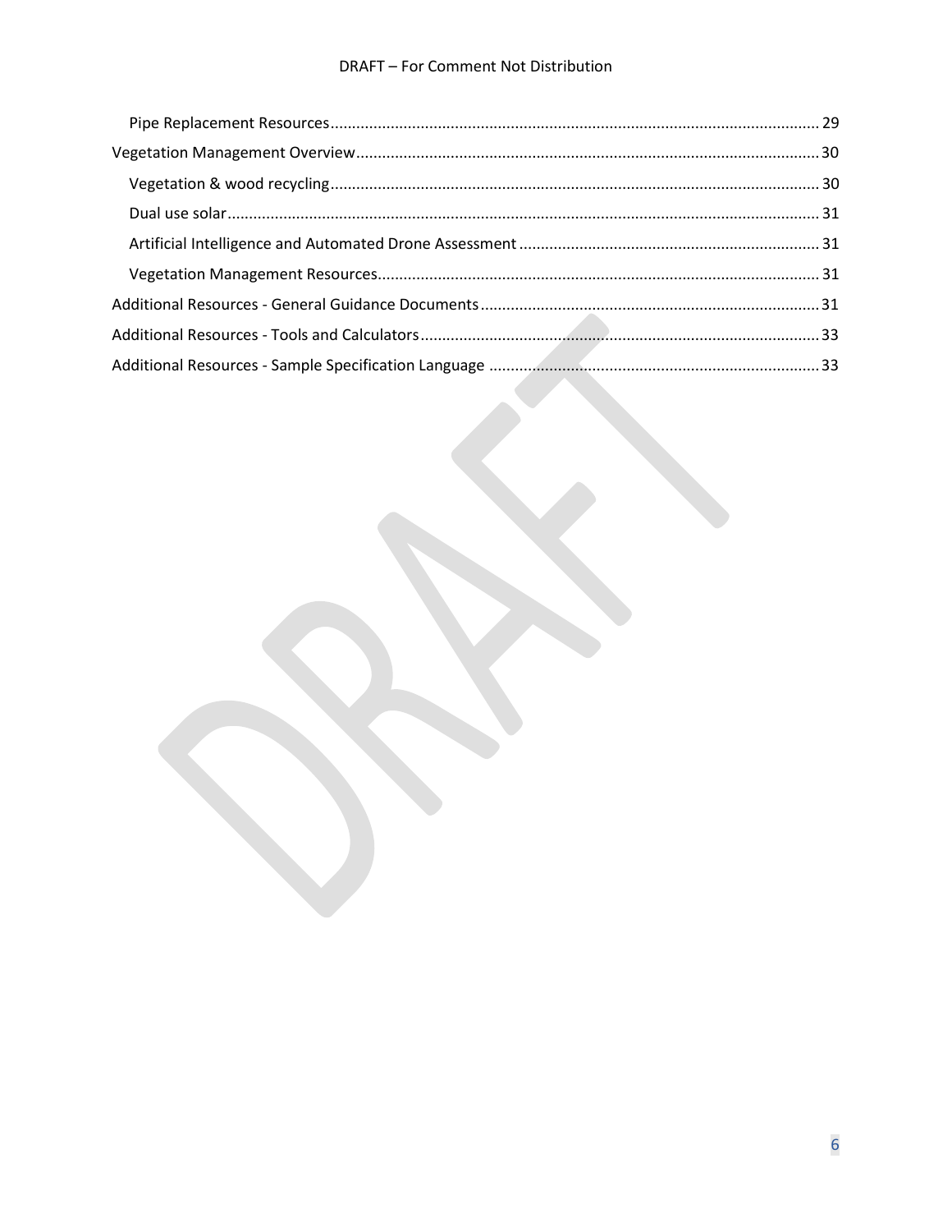- Pipe Replacement Resources ... 29
- Vegetation Management Overview ... 30
  - Vegetation & wood recycling ... 30
  - Dual use solar ... 31
  - Artificial Intelligence and Automated Drone Assessment ... 31
  - Vegetation Management Resources ... 31
- Additional Resources - General Guidance Documents ... 31
- Additional Resources - Tools and Calculators ... 33
- Additional Resources - Sample Specification Language ... 33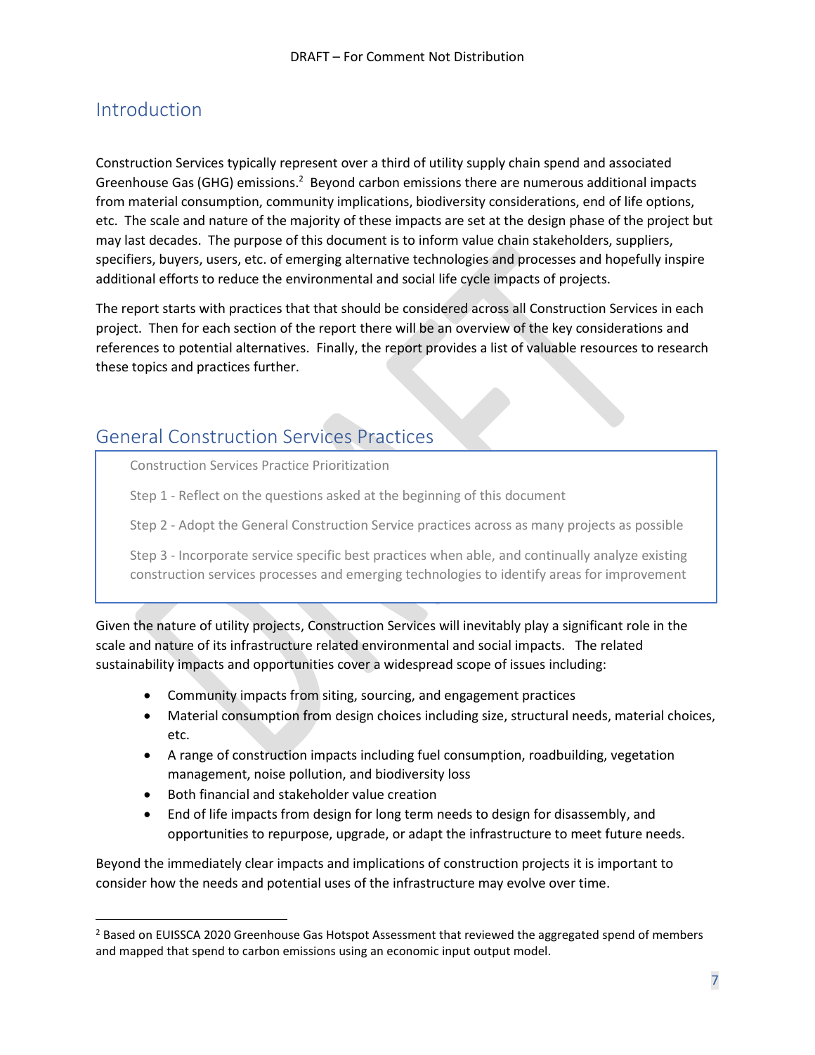## Introduction

Construction Services typically represent over a third of utility supply chain spend and associated Greenhouse Gas (GHG) emissions.[2] Beyond carbon emissions there are numerous additional impacts from material consumption, community implications, biodiversity considerations, end of life options, etc. The scale and nature of the majority of these impacts are set at the design phase of the project but may last decades. The purpose of this document is to inform value chain stakeholders, suppliers, specifiers, buyers, users, etc. of emerging alternative technologies and processes and hopefully inspire additional efforts to reduce the environmental and social life cycle impacts of projects.

The report starts with practices that that should be considered across all Construction Services in each project. Then for each section of the report there will be an overview of the key considerations and references to potential alternatives. Finally, the report provides a list of valuable resources to research these topics and practices further.

## General Construction Services Practices

> Construction Services Practice Prioritization
>
> Step 1 - Reflect on the questions asked at the beginning of this document
>
> Step 2 - Adopt the General Construction Service practices across as many projects as possible
>
> Step 3 - Incorporate service specific best practices when able, and continually analyze existing construction services processes and emerging technologies to identify areas for improvement

Given the nature of utility projects, Construction Services will inevitably play a significant role in the scale and nature of its infrastructure related environmental and social impacts. The related sustainability impacts and opportunities cover a widespread scope of issues including:

- Community impacts from siting, sourcing, and engagement practices
- Material consumption from design choices including size, structural needs, material choices, etc.
- A range of construction impacts including fuel consumption, roadbuilding, vegetation management, noise pollution, and biodiversity loss
- Both financial and stakeholder value creation
- End of life impacts from design for long term needs to design for disassembly, and opportunities to repurpose, upgrade, or adapt the infrastructure to meet future needs.

Beyond the immediately clear impacts and implications of construction projects it is important to consider how the needs and potential uses of the infrastructure may evolve over time.

---

[2] Based on EUISSCA 2020 Greenhouse Gas Hotspot Assessment that reviewed the aggregated spend of members and mapped that spend to carbon emissions using an economic input output model.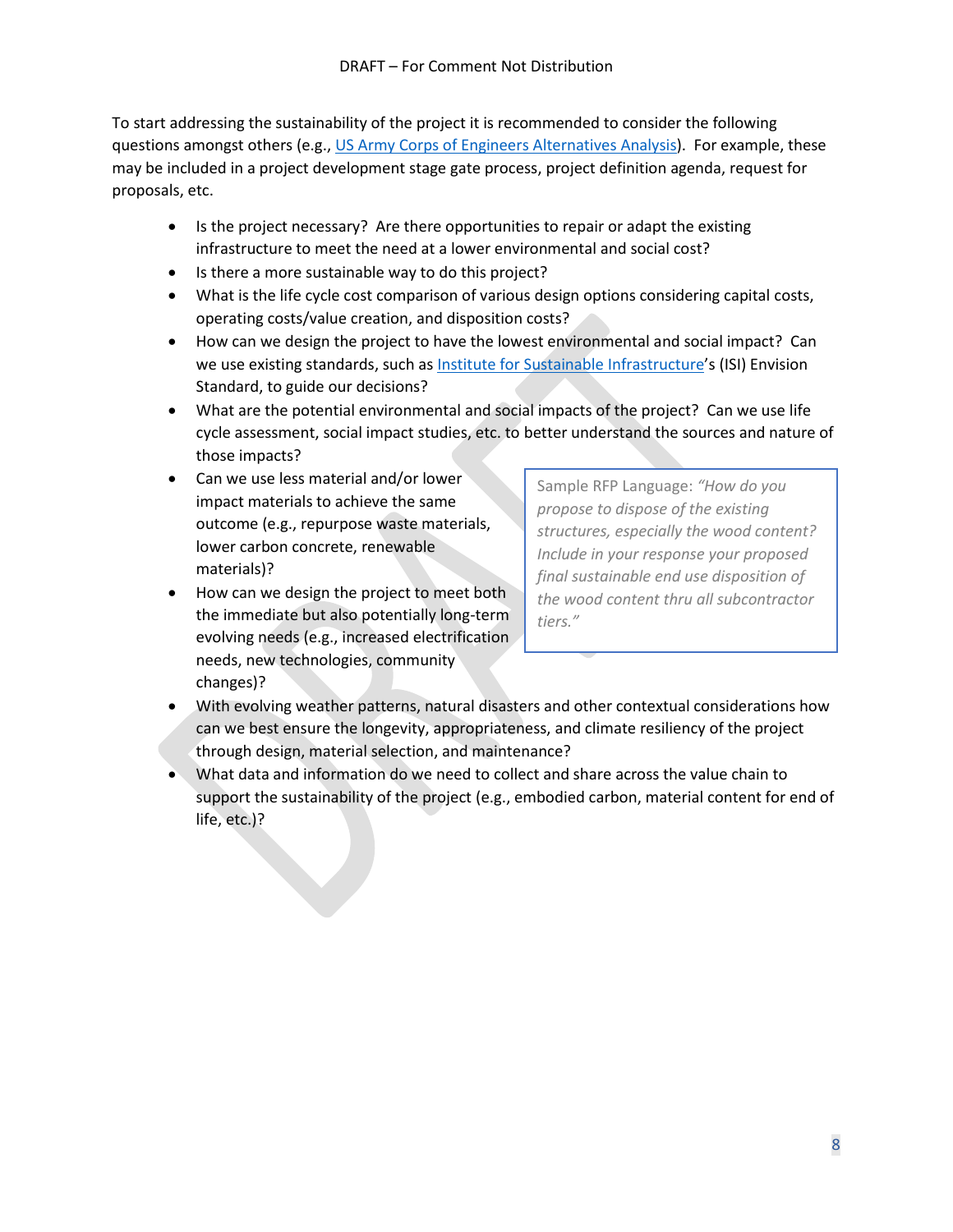To start addressing the sustainability of the project it is recommended to consider the following questions amongst others (e.g., [US Army Corps of Engineers Alternatives Analysis]). For example, these may be included in a project development stage gate process, project definition agenda, request for proposals, etc.

- Is the project necessary? Are there opportunities to repair or adapt the existing infrastructure to meet the need at a lower environmental and social cost?
- Is there a more sustainable way to do this project?
- What is the life cycle cost comparison of various design options considering capital costs, operating costs/value creation, and disposition costs?
- How can we design the project to have the lowest environmental and social impact? Can we use existing standards, such as [Institute for Sustainable Infrastructure]'s (ISI) Envision Standard, to guide our decisions?
- What are the potential environmental and social impacts of the project? Can we use life cycle assessment, social impact studies, etc. to better understand the sources and nature of those impacts?
- Can we use less material and/or lower impact materials to achieve the same outcome (e.g., repurpose waste materials, lower carbon concrete, renewable materials)?
- How can we design the project to meet both the immediate but also potentially long-term evolving needs (e.g., increased electrification needs, new technologies, community changes)?
- With evolving weather patterns, natural disasters and other contextual considerations how can we best ensure the longevity, appropriateness, and climate resiliency of the project through design, material selection, and maintenance?
- What data and information do we need to collect and share across the value chain to support the sustainability of the project (e.g., embodied carbon, material content for end of life, etc.)?

> Sample RFP Language: *"How do you propose to dispose of the existing structures, especially the wood content? Include in your response your proposed final sustainable end use disposition of the wood content thru all subcontractor tiers."*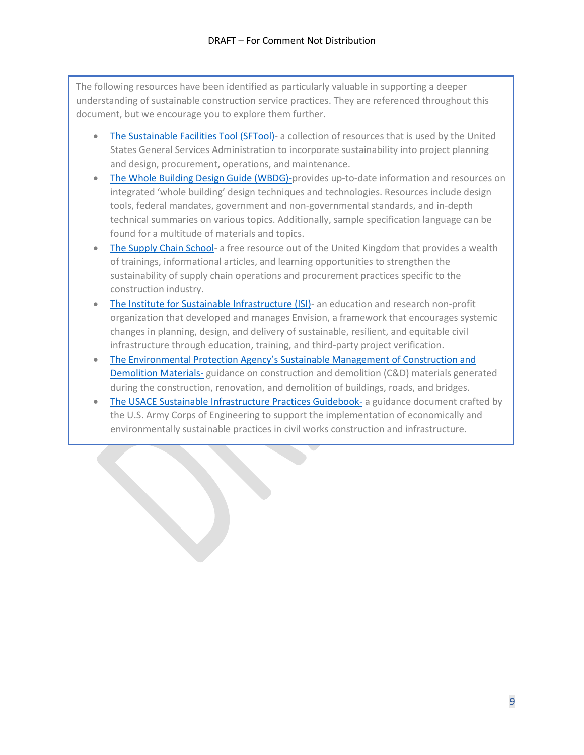The following resources have been identified as particularly valuable in supporting a deeper understanding of sustainable construction service practices. They are referenced throughout this document, but we encourage you to explore them further.

- The Sustainable Facilities Tool (SFTool)- a collection of resources that is used by the United States General Services Administration to incorporate sustainability into project planning and design, procurement, operations, and maintenance.
- The Whole Building Design Guide (WBDG)-provides up-to-date information and resources on integrated 'whole building' design techniques and technologies. Resources include design tools, federal mandates, government and non-governmental standards, and in-depth technical summaries on various topics. Additionally, sample specification language can be found for a multitude of materials and topics.
- The Supply Chain School- a free resource out of the United Kingdom that provides a wealth of trainings, informational articles, and learning opportunities to strengthen the sustainability of supply chain operations and procurement practices specific to the construction industry.
- The Institute for Sustainable Infrastructure (ISI)- an education and research non-profit organization that developed and manages Envision, a framework that encourages systemic changes in planning, design, and delivery of sustainable, resilient, and equitable civil infrastructure through education, training, and third-party project verification.
- The Environmental Protection Agency's Sustainable Management of Construction and Demolition Materials- guidance on construction and demolition (C&D) materials generated during the construction, renovation, and demolition of buildings, roads, and bridges.
- The USACE Sustainable Infrastructure Practices Guidebook- a guidance document crafted by the U.S. Army Corps of Engineering to support the implementation of economically and environmentally sustainable practices in civil works construction and infrastructure.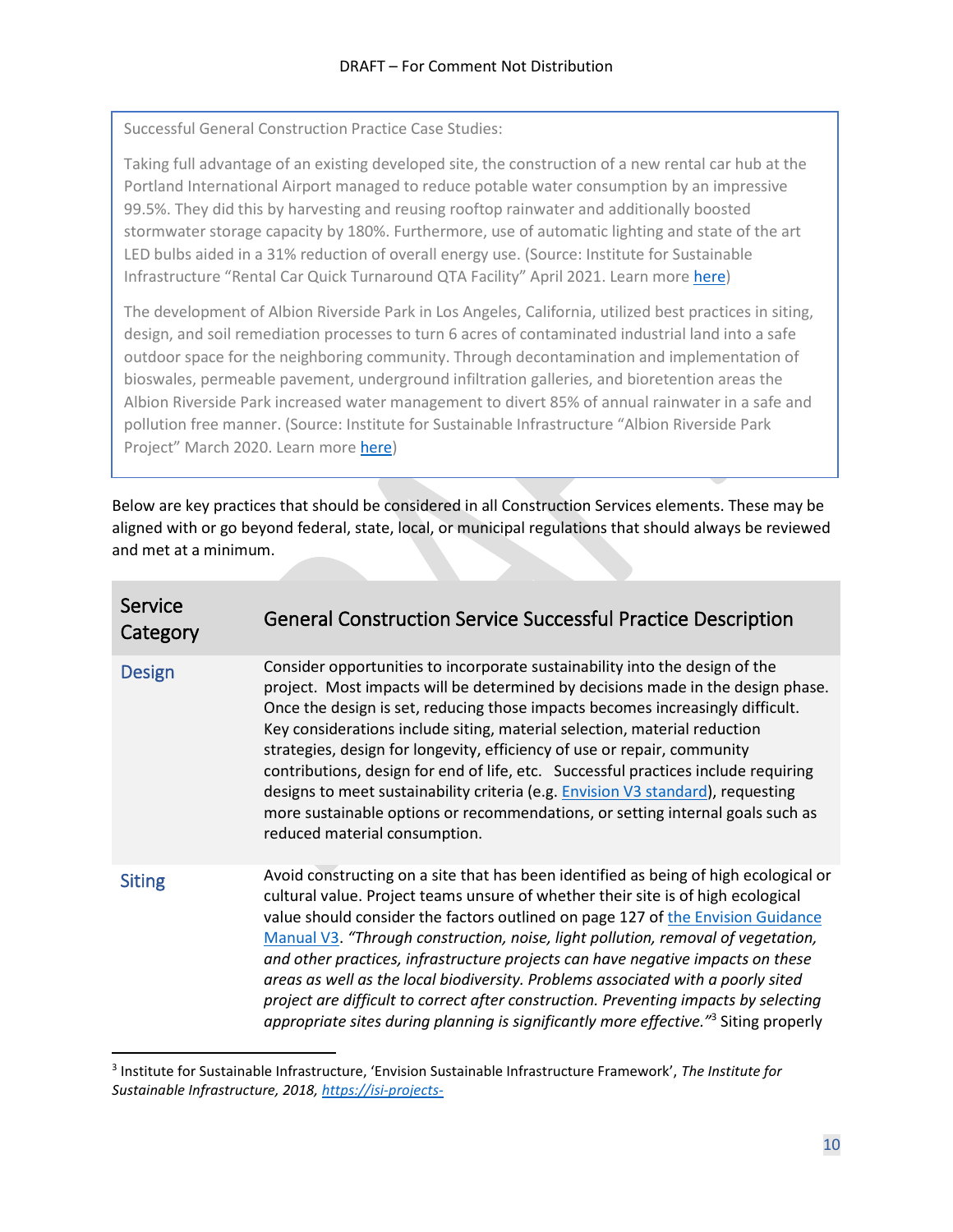Successful General Construction Practice Case Studies:

Taking full advantage of an existing developed site, the construction of a new rental car hub at the Portland International Airport managed to reduce potable water consumption by an impressive 99.5%. They did this by harvesting and reusing rooftop rainwater and additionally boosted stormwater storage capacity by 180%. Furthermore, use of automatic lighting and state of the art LED bulbs aided in a 31% reduction of overall energy use. (Source: Institute for Sustainable Infrastructure "Rental Car Quick Turnaround QTA Facility" April 2021. Learn more [here](#))

The development of Albion Riverside Park in Los Angeles, California, utilized best practices in siting, design, and soil remediation processes to turn 6 acres of contaminated industrial land into a safe outdoor space for the neighboring community. Through decontamination and implementation of bioswales, permeable pavement, underground infiltration galleries, and bioretention areas the Albion Riverside Park increased water management to divert 85% of annual rainwater in a safe and pollution free manner. (Source: Institute for Sustainable Infrastructure "Albion Riverside Park Project" March 2020. Learn more [here](#))

Below are key practices that should be considered in all Construction Services elements. These may be aligned with or go beyond federal, state, local, or municipal regulations that should always be reviewed and met at a minimum.

| Service Category | General Construction Service Successful Practice Description |
|---|---|
| Design | Consider opportunities to incorporate sustainability into the design of the project. Most impacts will be determined by decisions made in the design phase. Once the design is set, reducing those impacts becomes increasingly difficult. Key considerations include siting, material selection, material reduction strategies, design for longevity, efficiency of use or repair, community contributions, design for end of life, etc. Successful practices include requiring designs to meet sustainability criteria (e.g. [Envision V3 standard](#)), requesting more sustainable options or recommendations, or setting internal goals such as reduced material consumption. |
| Siting | Avoid constructing on a site that has been identified as being of high ecological or cultural value. Project teams unsure of whether their site is of high ecological value should consider the factors outlined on page 127 of [the Envision Guidance Manual V3](#). *"Through construction, noise, light pollution, removal of vegetation, and other practices, infrastructure projects can have negative impacts on these areas as well as the local biodiversity. Problems associated with a poorly sited project are difficult to correct after construction. Preventing impacts by selecting appropriate sites during planning is significantly more effective."*[3] Siting properly |

[3] Institute for Sustainable Infrastructure, 'Envision Sustainable Infrastructure Framework', *The Institute for Sustainable Infrastructure, 2018, https://isi-projects-*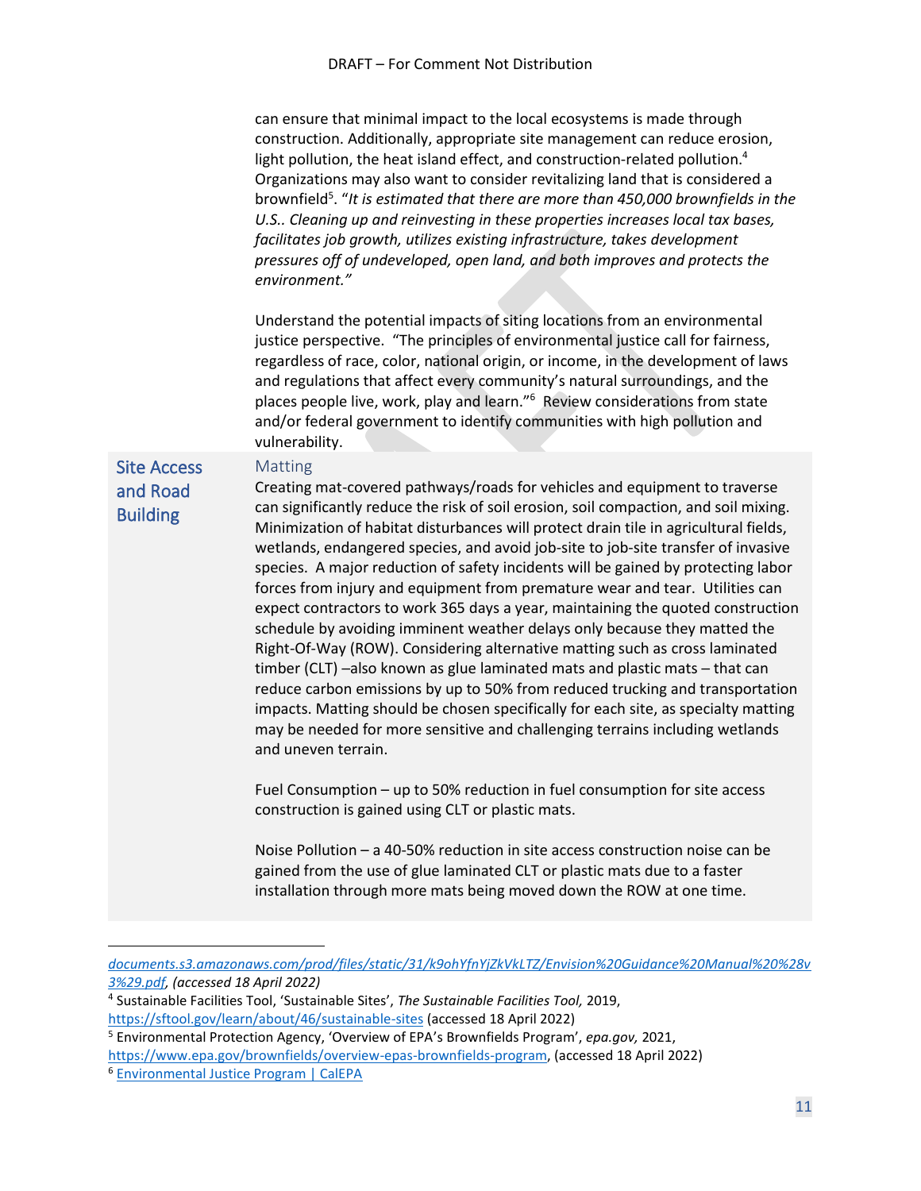can ensure that minimal impact to the local ecosystems is made through construction. Additionally, appropriate site management can reduce erosion, light pollution, the heat island effect, and construction-related pollution.[4] Organizations may also want to consider revitalizing land that is considered a brownfield[5]. "*It is estimated that there are more than 450,000 brownfields in the U.S.. Cleaning up and reinvesting in these properties increases local tax bases, facilitates job growth, utilizes existing infrastructure, takes development pressures off of undeveloped, open land, and both improves and protects the environment.*"

Understand the potential impacts of siting locations from an environmental justice perspective. "The principles of environmental justice call for fairness, regardless of race, color, national origin, or income, in the development of laws and regulations that affect every community's natural surroundings, and the places people live, work, play and learn."[6] Review considerations from state and/or federal government to identify communities with high pollution and vulnerability.

## Site Access and Road Building

### Matting

Creating mat-covered pathways/roads for vehicles and equipment to traverse can significantly reduce the risk of soil erosion, soil compaction, and soil mixing. Minimization of habitat disturbances will protect drain tile in agricultural fields, wetlands, endangered species, and avoid job-site to job-site transfer of invasive species. A major reduction of safety incidents will be gained by protecting labor forces from injury and equipment from premature wear and tear. Utilities can expect contractors to work 365 days a year, maintaining the quoted construction schedule by avoiding imminent weather delays only because they matted the Right-Of-Way (ROW). Considering alternative matting such as cross laminated timber (CLT) –also known as glue laminated mats and plastic mats – that can reduce carbon emissions by up to 50% from reduced trucking and transportation impacts. Matting should be chosen specifically for each site, as specialty matting may be needed for more sensitive and challenging terrains including wetlands and uneven terrain.

Fuel Consumption – up to 50% reduction in fuel consumption for site access construction is gained using CLT or plastic mats.

Noise Pollution – a 40-50% reduction in site access construction noise can be gained from the use of glue laminated CLT or plastic mats due to a faster installation through more mats being moved down the ROW at one time.

---

*documents.s3.amazonaws.com/prod/files/static/31/k9ohYfnYjZkVkLTZ/Envision%20Guidance%20Manual%20%28v3%29.pdf, (accessed 18 April 2022)*

[4] Sustainable Facilities Tool, 'Sustainable Sites', *The Sustainable Facilities Tool,* 2019, https://sftool.gov/learn/about/46/sustainable-sites (accessed 18 April 2022)

[5] Environmental Protection Agency, 'Overview of EPA's Brownfields Program', *epa.gov,* 2021, https://www.epa.gov/brownfields/overview-epas-brownfields-program, (accessed 18 April 2022)

[6] Environmental Justice Program | CalEPA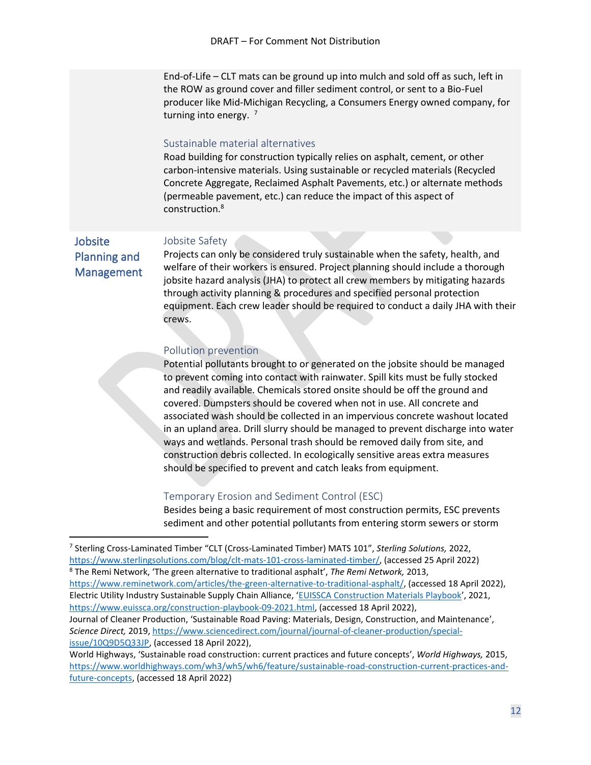End-of-Life – CLT mats can be ground up into mulch and sold off as such, left in the ROW as ground cover and filler sediment control, or sent to a Bio-Fuel producer like Mid-Michigan Recycling, a Consumers Energy owned company, for turning into energy. [7]

### Sustainable material alternatives

Road building for construction typically relies on asphalt, cement, or other carbon-intensive materials. Using sustainable or recycled materials (Recycled Concrete Aggregate, Reclaimed Asphalt Pavements, etc.) or alternate methods (permeable pavement, etc.) can reduce the impact of this aspect of construction.[8]

## Jobsite Planning and Management

### Jobsite Safety

Projects can only be considered truly sustainable when the safety, health, and welfare of their workers is ensured. Project planning should include a thorough jobsite hazard analysis (JHA) to protect all crew members by mitigating hazards through activity planning & procedures and specified personal protection equipment. Each crew leader should be required to conduct a daily JHA with their crews.

### Pollution prevention

Potential pollutants brought to or generated on the jobsite should be managed to prevent coming into contact with rainwater. Spill kits must be fully stocked and readily available. Chemicals stored onsite should be off the ground and covered. Dumpsters should be covered when not in use. All concrete and associated wash should be collected in an impervious concrete washout located in an upland area. Drill slurry should be managed to prevent discharge into water ways and wetlands. Personal trash should be removed daily from site, and construction debris collected. In ecologically sensitive areas extra measures should be specified to prevent and catch leaks from equipment.

### Temporary Erosion and Sediment Control (ESC)

Besides being a basic requirement of most construction permits, ESC prevents sediment and other potential pollutants from entering storm sewers or storm

---

[7] Sterling Cross-Laminated Timber "CLT (Cross-Laminated Timber) MATS 101", *Sterling Solutions,* 2022, https://www.sterlingsolutions.com/blog/clt-mats-101-cross-laminated-timber/, (accessed 25 April 2022)

[8] The Remi Network, 'The green alternative to traditional asphalt', *The Remi Network,* 2013, https://www.reminetwork.com/articles/the-green-alternative-to-traditional-asphalt/, (accessed 18 April 2022), Electric Utility Industry Sustainable Supply Chain Alliance, 'EUISSCA Construction Materials Playbook', 2021, https://www.euissca.org/construction-playbook-09-2021.html, (accessed 18 April 2022), Journal of Cleaner Production, 'Sustainable Road Paving: Materials, Design, Construction, and Maintenance', *Science Direct,* 2019, https://www.sciencedirect.com/journal/journal-of-cleaner-production/special-issue/10Q9D5Q33JP, (accessed 18 April 2022), World Highways, 'Sustainable road construction: current practices and future concepts', *World Highways,* 2015, https://www.worldhighways.com/wh3/wh5/wh6/feature/sustainable-road-construction-current-practices-and-future-concepts, (accessed 18 April 2022)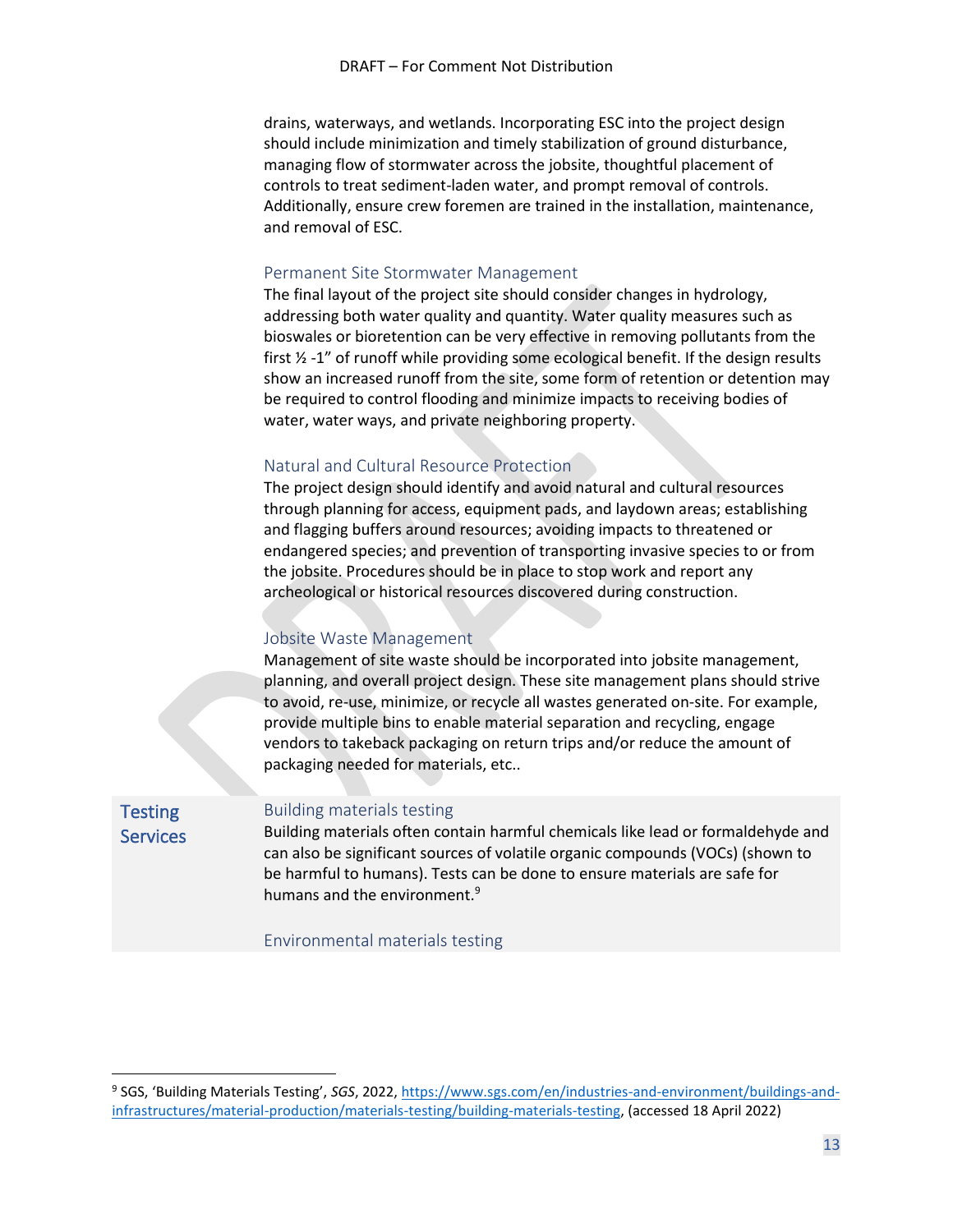drains, waterways, and wetlands. Incorporating ESC into the project design should include minimization and timely stabilization of ground disturbance, managing flow of stormwater across the jobsite, thoughtful placement of controls to treat sediment-laden water, and prompt removal of controls. Additionally, ensure crew foremen are trained in the installation, maintenance, and removal of ESC.

### Permanent Site Stormwater Management

The final layout of the project site should consider changes in hydrology, addressing both water quality and quantity. Water quality measures such as bioswales or bioretention can be very effective in removing pollutants from the first ½ -1" of runoff while providing some ecological benefit. If the design results show an increased runoff from the site, some form of retention or detention may be required to control flooding and minimize impacts to receiving bodies of water, water ways, and private neighboring property.

### Natural and Cultural Resource Protection

The project design should identify and avoid natural and cultural resources through planning for access, equipment pads, and laydown areas; establishing and flagging buffers around resources; avoiding impacts to threatened or endangered species; and prevention of transporting invasive species to or from the jobsite. Procedures should be in place to stop work and report any archeological or historical resources discovered during construction.

### Jobsite Waste Management

Management of site waste should be incorporated into jobsite management, planning, and overall project design. These site management plans should strive to avoid, re-use, minimize, or recycle all wastes generated on-site. For example, provide multiple bins to enable material separation and recycling, engage vendors to takeback packaging on return trips and/or reduce the amount of packaging needed for materials, etc..

## Testing Services

### Building materials testing

Building materials often contain harmful chemicals like lead or formaldehyde and can also be significant sources of volatile organic compounds (VOCs) (shown to be harmful to humans). Tests can be done to ensure materials are safe for humans and the environment.[9]

### Environmental materials testing

[9] SGS, 'Building Materials Testing', *SGS*, 2022, https://www.sgs.com/en/industries-and-environment/buildings-and-infrastructures/material-production/materials-testing/building-materials-testing, (accessed 18 April 2022)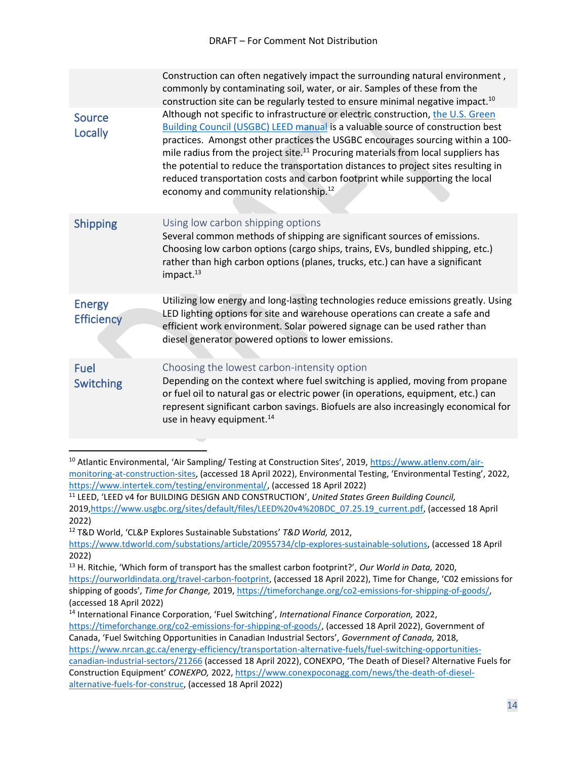| | |
|---|---|
| | Construction can often negatively impact the surrounding natural environment , commonly by contaminating soil, water, or air. Samples of these from the construction site can be regularly tested to ensure minimal negative impact.[10] |
| Source Locally | Although not specific to infrastructure or electric construction, the U.S. Green Building Council (USGBC) LEED manual is a valuable source of construction best practices. Amongst other practices the USGBC encourages sourcing within a 100-mile radius from the project site.[11] Procuring materials from local suppliers has the potential to reduce the transportation distances to project sites resulting in reduced transportation costs and carbon footprint while supporting the local economy and community relationship.[12] |
| Shipping | Using low carbon shipping options<br>Several common methods of shipping are significant sources of emissions. Choosing low carbon options (cargo ships, trains, EVs, bundled shipping, etc.) rather than high carbon options (planes, trucks, etc.) can have a significant impact.[13] |
| Energy Efficiency | Utilizing low energy and long-lasting technologies reduce emissions greatly. Using LED lighting options for site and warehouse operations can create a safe and efficient work environment. Solar powered signage can be used rather than diesel generator powered options to lower emissions. |
| Fuel Switching | Choosing the lowest carbon-intensity option<br>Depending on the context where fuel switching is applied, moving from propane or fuel oil to natural gas or electric power (in operations, equipment, etc.) can represent significant carbon savings. Biofuels are also increasingly economical for use in heavy equipment.[14] |

[10] Atlantic Environmental, 'Air Sampling/ Testing at Construction Sites', 2019, https://www.atlenv.com/air-monitoring-at-construction-sites, (accessed 18 April 2022), Environmental Testing, 'Environmental Testing', 2022, https://www.intertek.com/testing/environmental/, (accessed 18 April 2022)

[11] LEED, 'LEED v4 for BUILDING DESIGN AND CONSTRUCTION', *United States Green Building Council,* 2019,https://www.usgbc.org/sites/default/files/LEED%20v4%20BDC_07.25.19_current.pdf, (accessed 18 April 2022)

[12] T&D World, 'CL&P Explores Sustainable Substations' *T&D World,* 2012, https://www.tdworld.com/substations/article/20955734/clp-explores-sustainable-solutions, (accessed 18 April 2022)

[13] H. Ritchie, 'Which form of transport has the smallest carbon footprint?', *Our World in Data,* 2020, https://ourworldindata.org/travel-carbon-footprint, (accessed 18 April 2022), Time for Change, 'C02 emissions for shipping of goods', *Time for Change,* 2019, https://timeforchange.org/co2-emissions-for-shipping-of-goods/, (accessed 18 April 2022)

[14] International Finance Corporation, 'Fuel Switching', *International Finance Corporation,* 2022, https://timeforchange.org/co2-emissions-for-shipping-of-goods/, (accessed 18 April 2022), Government of Canada, 'Fuel Switching Opportunities in Canadian Industrial Sectors', *Government of Canada,* 2018, https://www.nrcan.gc.ca/energy-efficiency/transportation-alternative-fuels/fuel-switching-opportunities-canadian-industrial-sectors/21266 (accessed 18 April 2022), CONEXPO, 'The Death of Diesel? Alternative Fuels for Construction Equipment' *CONEXPO,* 2022, https://www.conexpoconagg.com/news/the-death-of-diesel-alternative-fuels-for-construc, (accessed 18 April 2022)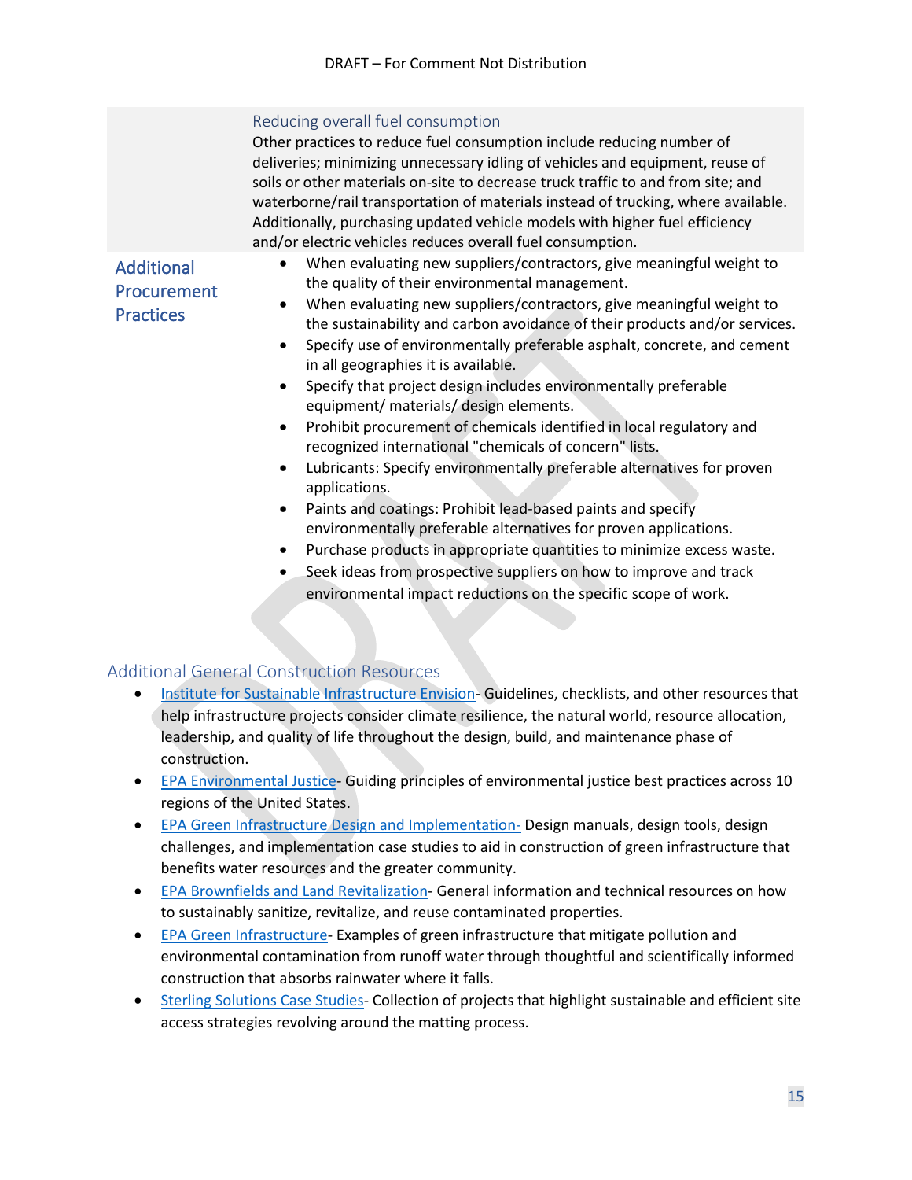| | |
|---|---|
| | **Reducing overall fuel consumption**<br>Other practices to reduce fuel consumption include reducing number of deliveries; minimizing unnecessary idling of vehicles and equipment, reuse of soils or other materials on-site to decrease truck traffic to and from site; and waterborne/rail transportation of materials instead of trucking, where available. Additionally, purchasing updated vehicle models with higher fuel efficiency and/or electric vehicles reduces overall fuel consumption. |
| **Additional Procurement Practices** | • When evaluating new suppliers/contractors, give meaningful weight to the quality of their environmental management.<br>• When evaluating new suppliers/contractors, give meaningful weight to the sustainability and carbon avoidance of their products and/or services.<br>• Specify use of environmentally preferable asphalt, concrete, and cement in all geographies it is available.<br>• Specify that project design includes environmentally preferable equipment/ materials/ design elements.<br>• Prohibit procurement of chemicals identified in local regulatory and recognized international "chemicals of concern" lists.<br>• Lubricants: Specify environmentally preferable alternatives for proven applications.<br>• Paints and coatings: Prohibit lead-based paints and specify environmentally preferable alternatives for proven applications.<br>• Purchase products in appropriate quantities to minimize excess waste.<br>• Seek ideas from prospective suppliers on how to improve and track environmental impact reductions on the specific scope of work. |

## Additional General Construction Resources

- Institute for Sustainable Infrastructure Envision- Guidelines, checklists, and other resources that help infrastructure projects consider climate resilience, the natural world, resource allocation, leadership, and quality of life throughout the design, build, and maintenance phase of construction.
- EPA Environmental Justice- Guiding principles of environmental justice best practices across 10 regions of the United States.
- EPA Green Infrastructure Design and Implementation- Design manuals, design tools, design challenges, and implementation case studies to aid in construction of green infrastructure that benefits water resources and the greater community.
- EPA Brownfields and Land Revitalization- General information and technical resources on how to sustainably sanitize, revitalize, and reuse contaminated properties.
- EPA Green Infrastructure- Examples of green infrastructure that mitigate pollution and environmental contamination from runoff water through thoughtful and scientifically informed construction that absorbs rainwater where it falls.
- Sterling Solutions Case Studies- Collection of projects that highlight sustainable and efficient site access strategies revolving around the matting process.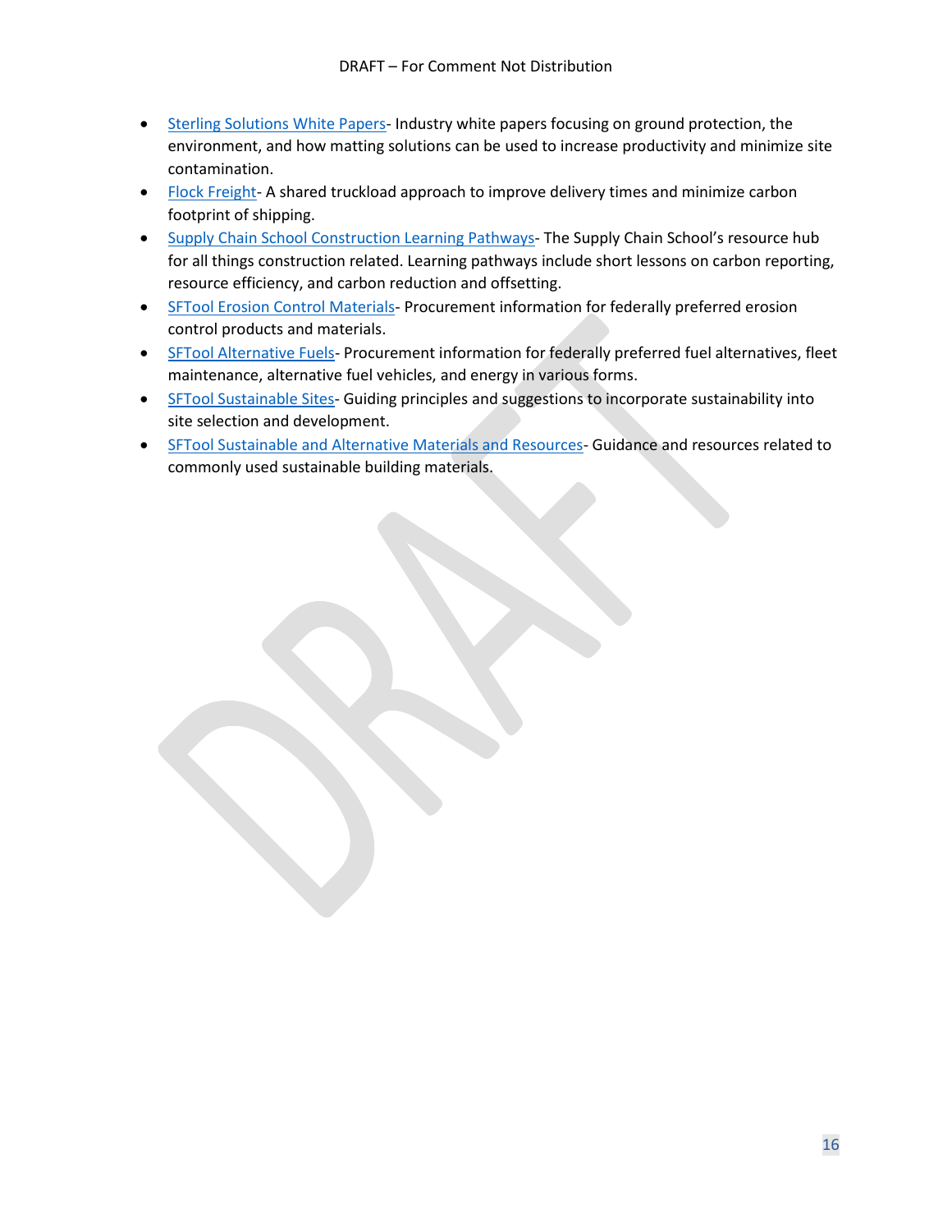- Sterling Solutions White Papers- Industry white papers focusing on ground protection, the environment, and how matting solutions can be used to increase productivity and minimize site contamination.
- Flock Freight- A shared truckload approach to improve delivery times and minimize carbon footprint of shipping.
- Supply Chain School Construction Learning Pathways- The Supply Chain School's resource hub for all things construction related. Learning pathways include short lessons on carbon reporting, resource efficiency, and carbon reduction and offsetting.
- SFTool Erosion Control Materials- Procurement information for federally preferred erosion control products and materials.
- SFTool Alternative Fuels- Procurement information for federally preferred fuel alternatives, fleet maintenance, alternative fuel vehicles, and energy in various forms.
- SFTool Sustainable Sites- Guiding principles and suggestions to incorporate sustainability into site selection and development.
- SFTool Sustainable and Alternative Materials and Resources- Guidance and resources related to commonly used sustainable building materials.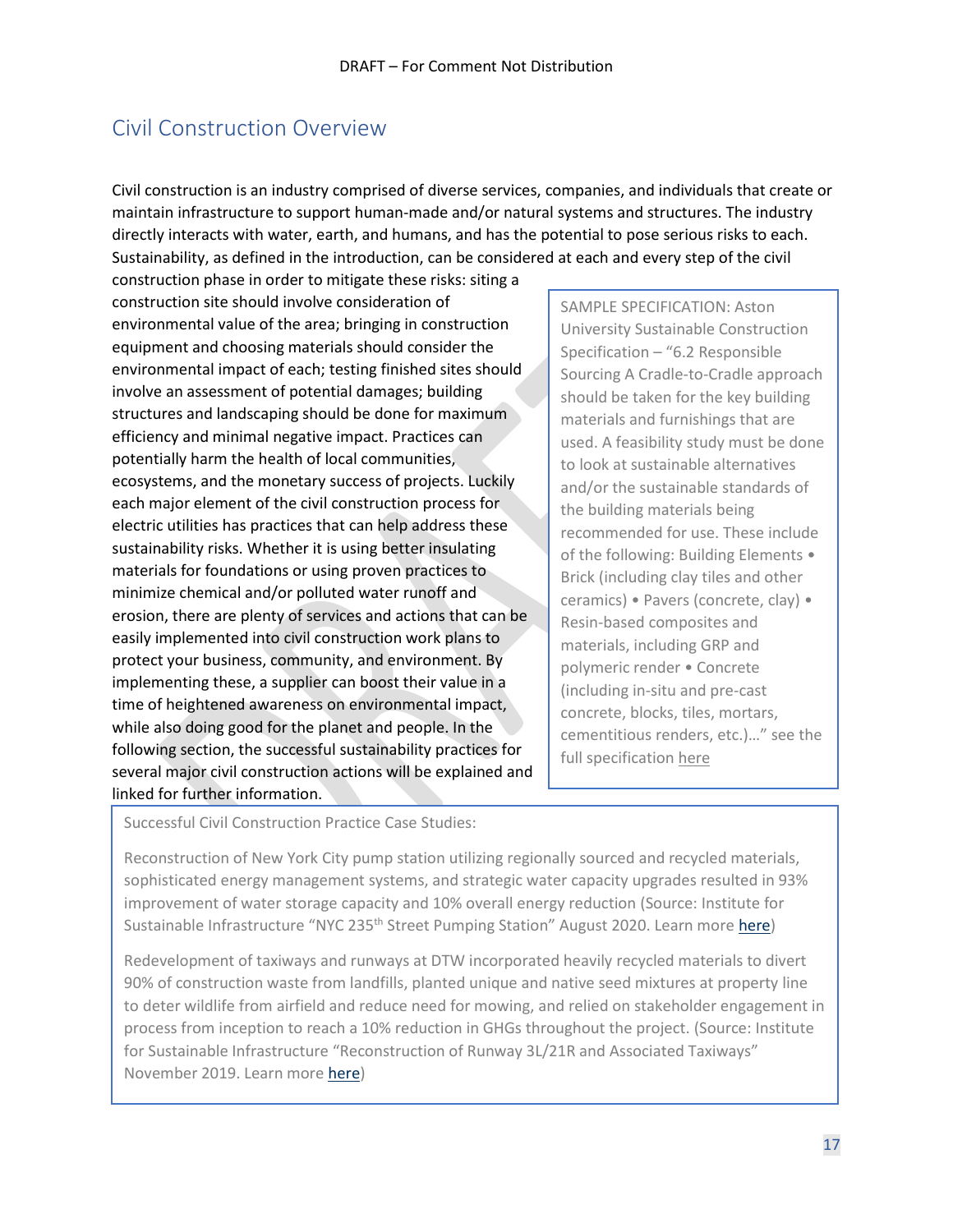## Civil Construction Overview

Civil construction is an industry comprised of diverse services, companies, and individuals that create or maintain infrastructure to support human-made and/or natural systems and structures. The industry directly interacts with water, earth, and humans, and has the potential to pose serious risks to each. Sustainability, as defined in the introduction, can be considered at each and every step of the civil construction phase in order to mitigate these risks: siting a construction site should involve consideration of environmental value of the area; bringing in construction equipment and choosing materials should consider the environmental impact of each; testing finished sites should involve an assessment of potential damages; building structures and landscaping should be done for maximum efficiency and minimal negative impact. Practices can potentially harm the health of local communities, ecosystems, and the monetary success of projects. Luckily each major element of the civil construction process for electric utilities has practices that can help address these sustainability risks. Whether it is using better insulating materials for foundations or using proven practices to minimize chemical and/or polluted water runoff and erosion, there are plenty of services and actions that can be easily implemented into civil construction work plans to protect your business, community, and environment. By implementing these, a supplier can boost their value in a time of heightened awareness on environmental impact, while also doing good for the planet and people. In the following section, the successful sustainability practices for several major civil construction actions will be explained and linked for further information.

> SAMPLE SPECIFICATION: Aston University Sustainable Construction Specification – "6.2 Responsible Sourcing A Cradle-to-Cradle approach should be taken for the key building materials and furnishings that are used. A feasibility study must be done to look at sustainable alternatives and/or the sustainable standards of the building materials being recommended for use. These include of the following: Building Elements • Brick (including clay tiles and other ceramics) • Pavers (concrete, clay) • Resin-based composites and materials, including GRP and polymeric render • Concrete (including in-situ and pre-cast concrete, blocks, tiles, mortars, cementitious renders, etc.)…" see the full specification here

> Successful Civil Construction Practice Case Studies:
>
> Reconstruction of New York City pump station utilizing regionally sourced and recycled materials, sophisticated energy management systems, and strategic water capacity upgrades resulted in 93% improvement of water storage capacity and 10% overall energy reduction (Source: Institute for Sustainable Infrastructure "NYC 235th Street Pumping Station" August 2020. Learn more here)
>
> Redevelopment of taxiways and runways at DTW incorporated heavily recycled materials to divert 90% of construction waste from landfills, planted unique and native seed mixtures at property line to deter wildlife from airfield and reduce need for mowing, and relied on stakeholder engagement in process from inception to reach a 10% reduction in GHGs throughout the project. (Source: Institute for Sustainable Infrastructure "Reconstruction of Runway 3L/21R and Associated Taxiways" November 2019. Learn more here)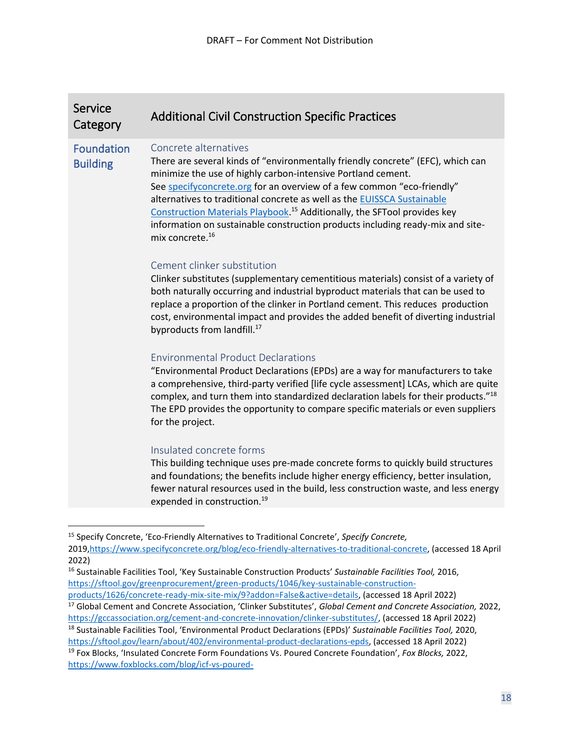| Service Category | Additional Civil Construction Specific Practices |
| --- | --- |
| Foundation Building | **Concrete alternatives**<br>There are several kinds of "environmentally friendly concrete" (EFC), which can minimize the use of highly carbon-intensive Portland cement. See specifyconcrete.org for an overview of a few common "eco-friendly" alternatives to traditional concrete as well as the EUISSCA Sustainable Construction Materials Playbook.[15] Additionally, the SFTool provides key information on sustainable construction products including ready-mix and site-mix concrete.[16]<br><br>**Cement clinker substitution**<br>Clinker substitutes (supplementary cementitious materials) consist of a variety of both naturally occurring and industrial byproduct materials that can be used to replace a proportion of the clinker in Portland cement. This reduces production cost, environmental impact and provides the added benefit of diverting industrial byproducts from landfill.[17]<br><br>**Environmental Product Declarations**<br>"Environmental Product Declarations (EPDs) are a way for manufacturers to take a comprehensive, third-party verified [life cycle assessment] LCAs, which are quite complex, and turn them into standardized declaration labels for their products."[18] The EPD provides the opportunity to compare specific materials or even suppliers for the project.<br><br>**Insulated concrete forms**<br>This building technique uses pre-made concrete forms to quickly build structures and foundations; the benefits include higher energy efficiency, better insulation, fewer natural resources used in the build, less construction waste, and less energy expended in construction.[19] |

[15] Specify Concrete, 'Eco-Friendly Alternatives to Traditional Concrete', *Specify Concrete,* 2019, https://www.specifyconcrete.org/blog/eco-friendly-alternatives-to-traditional-concrete, (accessed 18 April 2022)

[16] Sustainable Facilities Tool, 'Key Sustainable Construction Products' *Sustainable Facilities Tool,* 2016, https://sftool.gov/greenprocurement/green-products/1046/key-sustainable-construction-products/1626/concrete-ready-mix-site-mix/9?addon=False&active=details, (accessed 18 April 2022)

[17] Global Cement and Concrete Association, 'Clinker Substitutes', *Global Cement and Concrete Association,* 2022, https://gccassociation.org/cement-and-concrete-innovation/clinker-substitutes/, (accessed 18 April 2022)

[18] Sustainable Facilities Tool, 'Environmental Product Declarations (EPDs)' *Sustainable Facilities Tool,* 2020, https://sftool.gov/learn/about/402/environmental-product-declarations-epds, (accessed 18 April 2022)

[19] Fox Blocks, 'Insulated Concrete Form Foundations Vs. Poured Concrete Foundation', *Fox Blocks,* 2022, https://www.foxblocks.com/blog/icf-vs-poured-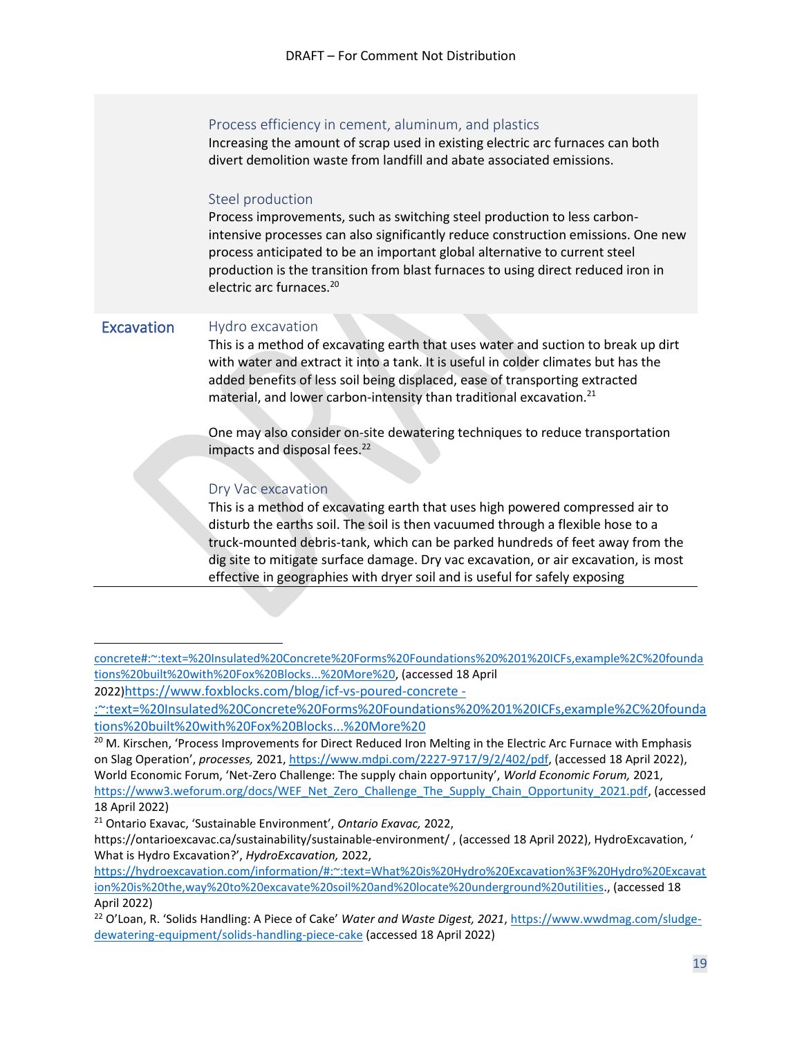### Process efficiency in cement, aluminum, and plastics

Increasing the amount of scrap used in existing electric arc furnaces can both divert demolition waste from landfill and abate associated emissions.

### Steel production

Process improvements, such as switching steel production to less carbon-intensive processes can also significantly reduce construction emissions. One new process anticipated to be an important global alternative to current steel production is the transition from blast furnaces to using direct reduced iron in electric arc furnaces.[20]

## Excavation

### Hydro excavation

This is a method of excavating earth that uses water and suction to break up dirt with water and extract it into a tank. It is useful in colder climates but has the added benefits of less soil being displaced, ease of transporting extracted material, and lower carbon-intensity than traditional excavation.[21]

One may also consider on-site dewatering techniques to reduce transportation impacts and disposal fees.[22]

### Dry Vac excavation

This is a method of excavating earth that uses high powered compressed air to disturb the earths soil. The soil is then vacuumed through a flexible hose to a truck-mounted debris-tank, which can be parked hundreds of feet away from the dig site to mitigate surface damage. Dry vac excavation, or air excavation, is most effective in geographies with dryer soil and is useful for safely exposing

---

concrete#:~:text=%20Insulated%20Concrete%20Forms%20Foundations%20%201%20ICFs,example%2C%20foundations%20built%20with%20Fox%20Blocks...%20More%20, (accessed 18 April 2022)https://www.foxblocks.com/blog/icf-vs-poured-concrete - :~:text=%20Insulated%20Concrete%20Forms%20Foundations%20%201%20ICFs,example%2C%20foundations%20built%20with%20Fox%20Blocks...%20More%20

[20] M. Kirschen, 'Process Improvements for Direct Reduced Iron Melting in the Electric Arc Furnace with Emphasis on Slag Operation', *processes,* 2021, https://www.mdpi.com/2227-9717/9/2/402/pdf, (accessed 18 April 2022), World Economic Forum, 'Net-Zero Challenge: The supply chain opportunity', *World Economic Forum,* 2021, https://www3.weforum.org/docs/WEF_Net_Zero_Challenge_The_Supply_Chain_Opportunity_2021.pdf, (accessed 18 April 2022)

[21] Ontario Exavac, 'Sustainable Environment', *Ontario Exavac,* 2022, https://ontarioexcavac.ca/sustainability/sustainable-environment/ , (accessed 18 April 2022), HydroExcavation, ' What is Hydro Excavation?', *HydroExcavation,* 2022, https://hydroexcavation.com/information/#:~:text=What%20is%20Hydro%20Excavation%3F%20Hydro%20Excavation%20is%20the,way%20to%20excavate%20soil%20and%20locate%20underground%20utilities., (accessed 18 April 2022)

[22] O'Loan, R. 'Solids Handling: A Piece of Cake' *Water and Waste Digest, 2021*, https://www.wwdmag.com/sludge-dewatering-equipment/solids-handling-piece-cake (accessed 18 April 2022)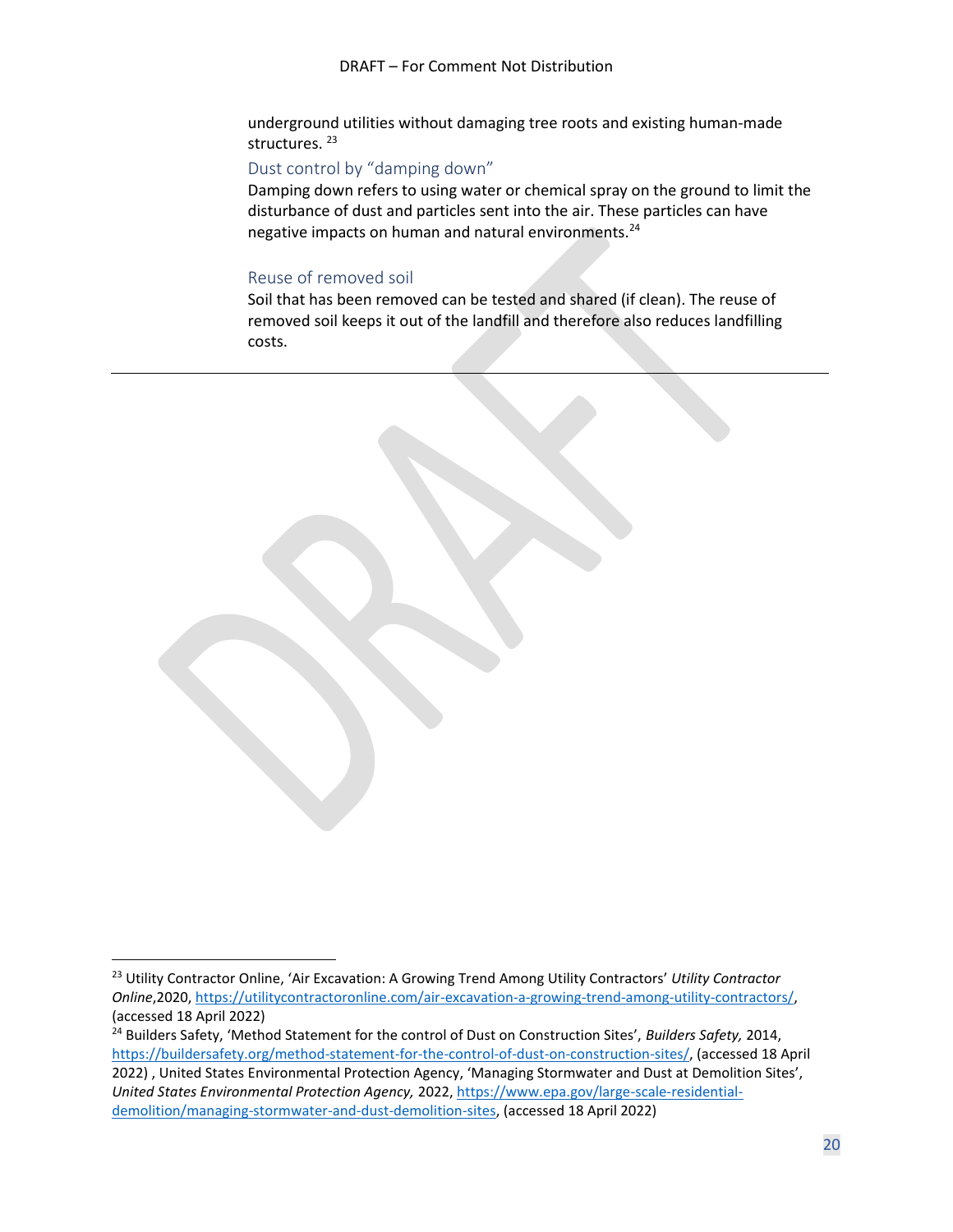underground utilities without damaging tree roots and existing human-made structures. [23]

### Dust control by "damping down"

Damping down refers to using water or chemical spray on the ground to limit the disturbance of dust and particles sent into the air. These particles can have negative impacts on human and natural environments.[24]

### Reuse of removed soil

Soil that has been removed can be tested and shared (if clean). The reuse of removed soil keeps it out of the landfill and therefore also reduces landfilling costs.

---

[23] Utility Contractor Online, 'Air Excavation: A Growing Trend Among Utility Contractors' *Utility Contractor Online*,2020, https://utilitycontractoronline.com/air-excavation-a-growing-trend-among-utility-contractors/, (accessed 18 April 2022)

[24] Builders Safety, 'Method Statement for the control of Dust on Construction Sites', *Builders Safety,* 2014, https://buildersafety.org/method-statement-for-the-control-of-dust-on-construction-sites/, (accessed 18 April 2022) , United States Environmental Protection Agency, 'Managing Stormwater and Dust at Demolition Sites', *United States Environmental Protection Agency,* 2022, https://www.epa.gov/large-scale-residential-demolition/managing-stormwater-and-dust-demolition-sites, (accessed 18 April 2022)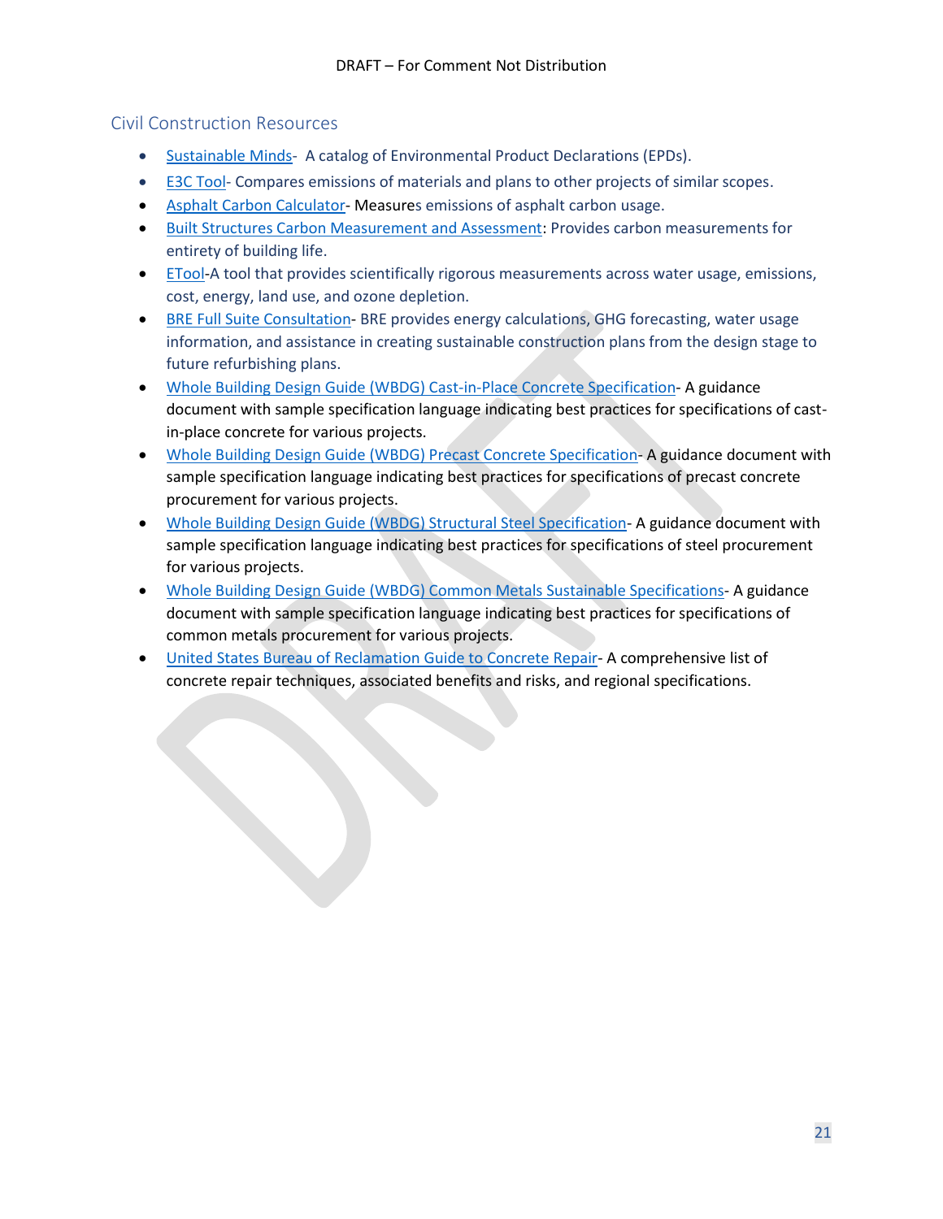## Civil Construction Resources

- Sustainable Minds- A catalog of Environmental Product Declarations (EPDs).
- E3C Tool- Compares emissions of materials and plans to other projects of similar scopes.
- Asphalt Carbon Calculator- Measures emissions of asphalt carbon usage.
- Built Structures Carbon Measurement and Assessment: Provides carbon measurements for entirety of building life.
- ETool-A tool that provides scientifically rigorous measurements across water usage, emissions, cost, energy, land use, and ozone depletion.
- BRE Full Suite Consultation- BRE provides energy calculations, GHG forecasting, water usage information, and assistance in creating sustainable construction plans from the design stage to future refurbishing plans.
- Whole Building Design Guide (WBDG) Cast-in-Place Concrete Specification- A guidance document with sample specification language indicating best practices for specifications of cast-in-place concrete for various projects.
- Whole Building Design Guide (WBDG) Precast Concrete Specification- A guidance document with sample specification language indicating best practices for specifications of precast concrete procurement for various projects.
- Whole Building Design Guide (WBDG) Structural Steel Specification- A guidance document with sample specification language indicating best practices for specifications of steel procurement for various projects.
- Whole Building Design Guide (WBDG) Common Metals Sustainable Specifications- A guidance document with sample specification language indicating best practices for specifications of common metals procurement for various projects.
- United States Bureau of Reclamation Guide to Concrete Repair- A comprehensive list of concrete repair techniques, associated benefits and risks, and regional specifications.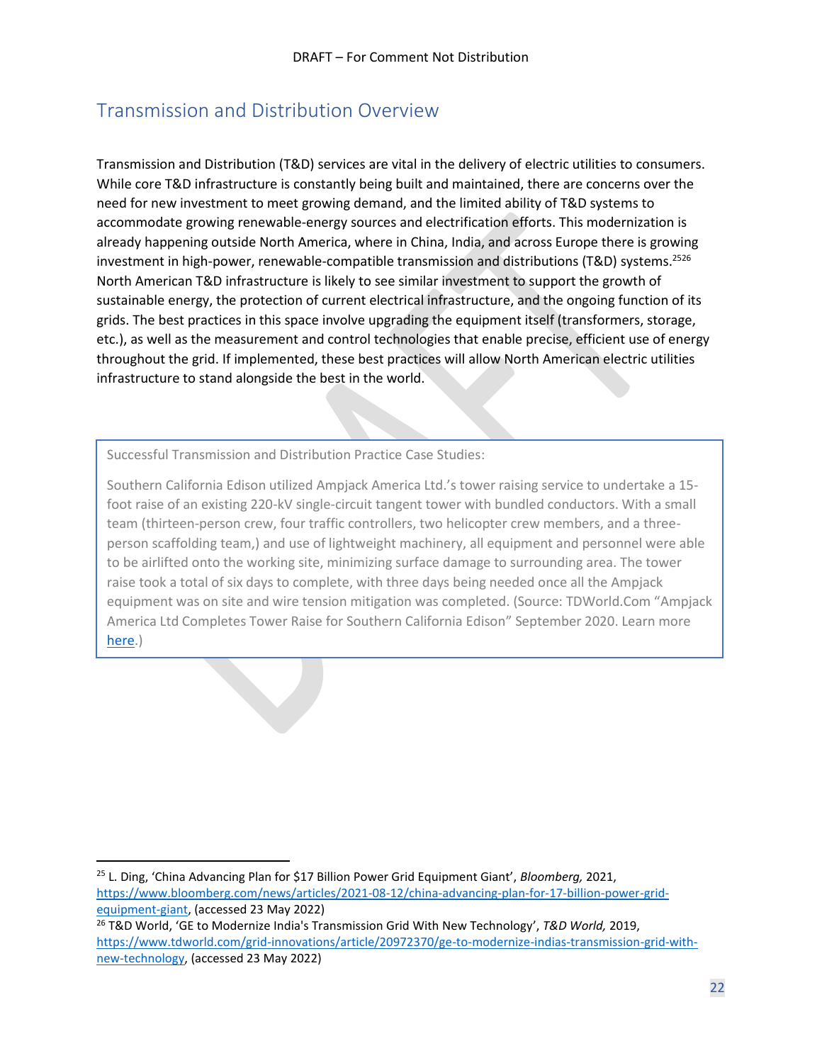## Transmission and Distribution Overview

Transmission and Distribution (T&D) services are vital in the delivery of electric utilities to consumers. While core T&D infrastructure is constantly being built and maintained, there are concerns over the need for new investment to meet growing demand, and the limited ability of T&D systems to accommodate growing renewable-energy sources and electrification efforts. This modernization is already happening outside North America, where in China, India, and across Europe there is growing investment in high-power, renewable-compatible transmission and distributions (T&D) systems.[25][26] North American T&D infrastructure is likely to see similar investment to support the growth of sustainable energy, the protection of current electrical infrastructure, and the ongoing function of its grids. The best practices in this space involve upgrading the equipment itself (transformers, storage, etc.), as well as the measurement and control technologies that enable precise, efficient use of energy throughout the grid. If implemented, these best practices will allow North American electric utilities infrastructure to stand alongside the best in the world.

> Successful Transmission and Distribution Practice Case Studies:
>
> Southern California Edison utilized Ampjack America Ltd.'s tower raising service to undertake a 15-foot raise of an existing 220-kV single-circuit tangent tower with bundled conductors. With a small team (thirteen-person crew, four traffic controllers, two helicopter crew members, and a three-person scaffolding team,) and use of lightweight machinery, all equipment and personnel were able to be airlifted onto the working site, minimizing surface damage to surrounding area. The tower raise took a total of six days to complete, with three days being needed once all the Ampjack equipment was on site and wire tension mitigation was completed. (Source: TDWorld.Com "Ampjack America Ltd Completes Tower Raise for Southern California Edison" September 2020. Learn more here.)

---

[25] L. Ding, 'China Advancing Plan for $17 Billion Power Grid Equipment Giant', *Bloomberg,* 2021, https://www.bloomberg.com/news/articles/2021-08-12/china-advancing-plan-for-17-billion-power-grid-equipment-giant, (accessed 23 May 2022)

[26] T&D World, 'GE to Modernize India's Transmission Grid With New Technology', *T&D World,* 2019, https://www.tdworld.com/grid-innovations/article/20972370/ge-to-modernize-indias-transmission-grid-with-new-technology, (accessed 23 May 2022)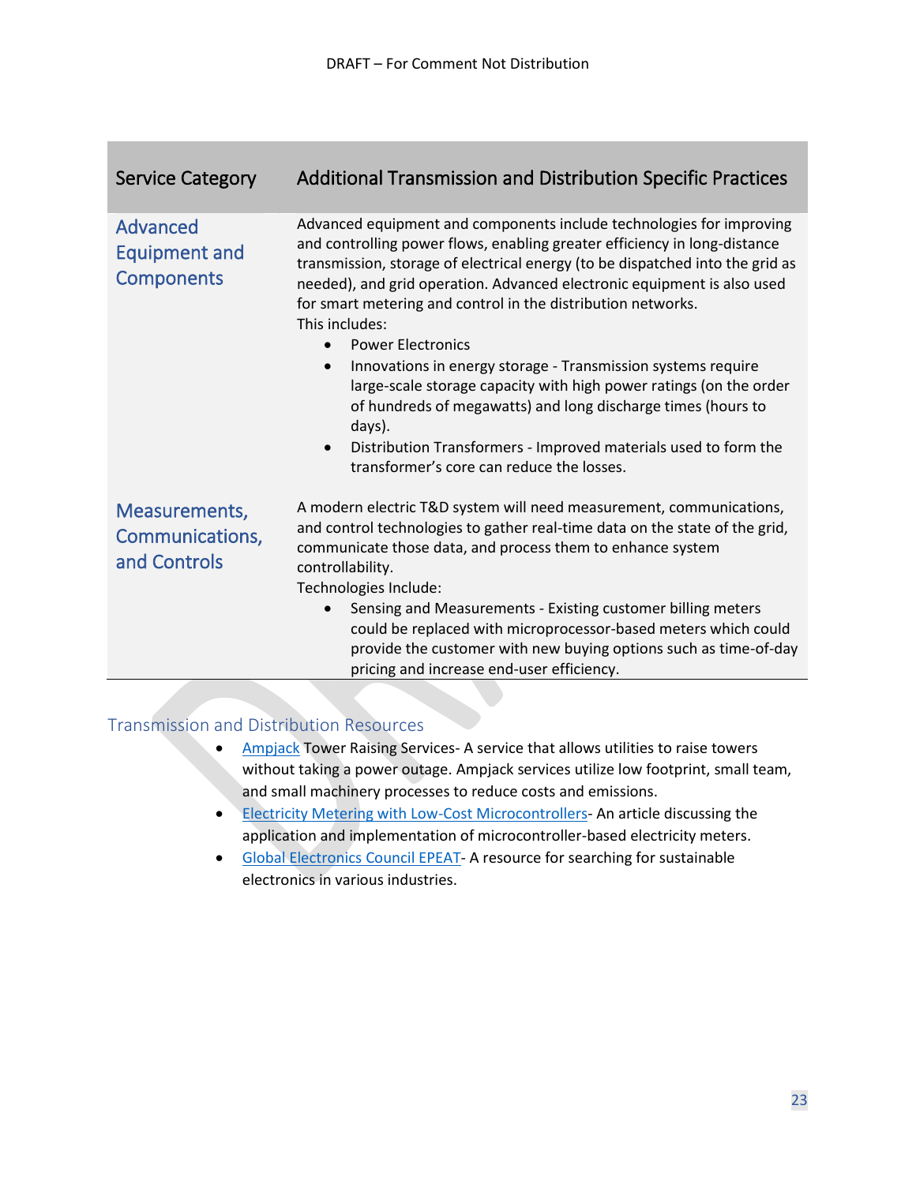| Service Category | Additional Transmission and Distribution Specific Practices |
|---|---|
| Advanced Equipment and Components | Advanced equipment and components include technologies for improving and controlling power flows, enabling greater efficiency in long-distance transmission, storage of electrical energy (to be dispatched into the grid as needed), and grid operation. Advanced electronic equipment is also used for smart metering and control in the distribution networks.<br>This includes:<br>• Power Electronics<br>• Innovations in energy storage - Transmission systems require large-scale storage capacity with high power ratings (on the order of hundreds of megawatts) and long discharge times (hours to days).<br>• Distribution Transformers - Improved materials used to form the transformer's core can reduce the losses. |
| Measurements, Communications, and Controls | A modern electric T&D system will need measurement, communications, and control technologies to gather real-time data on the state of the grid, communicate those data, and process them to enhance system controllability.<br>Technologies Include:<br>• Sensing and Measurements - Existing customer billing meters could be replaced with microprocessor-based meters which could provide the customer with new buying options such as time-of-day pricing and increase end-user efficiency. |

## Transmission and Distribution Resources

- Ampjack Tower Raising Services- A service that allows utilities to raise towers without taking a power outage. Ampjack services utilize low footprint, small team, and small machinery processes to reduce costs and emissions.
- Electricity Metering with Low-Cost Microcontrollers- An article discussing the application and implementation of microcontroller-based electricity meters.
- Global Electronics Council EPEAT- A resource for searching for sustainable electronics in various industries.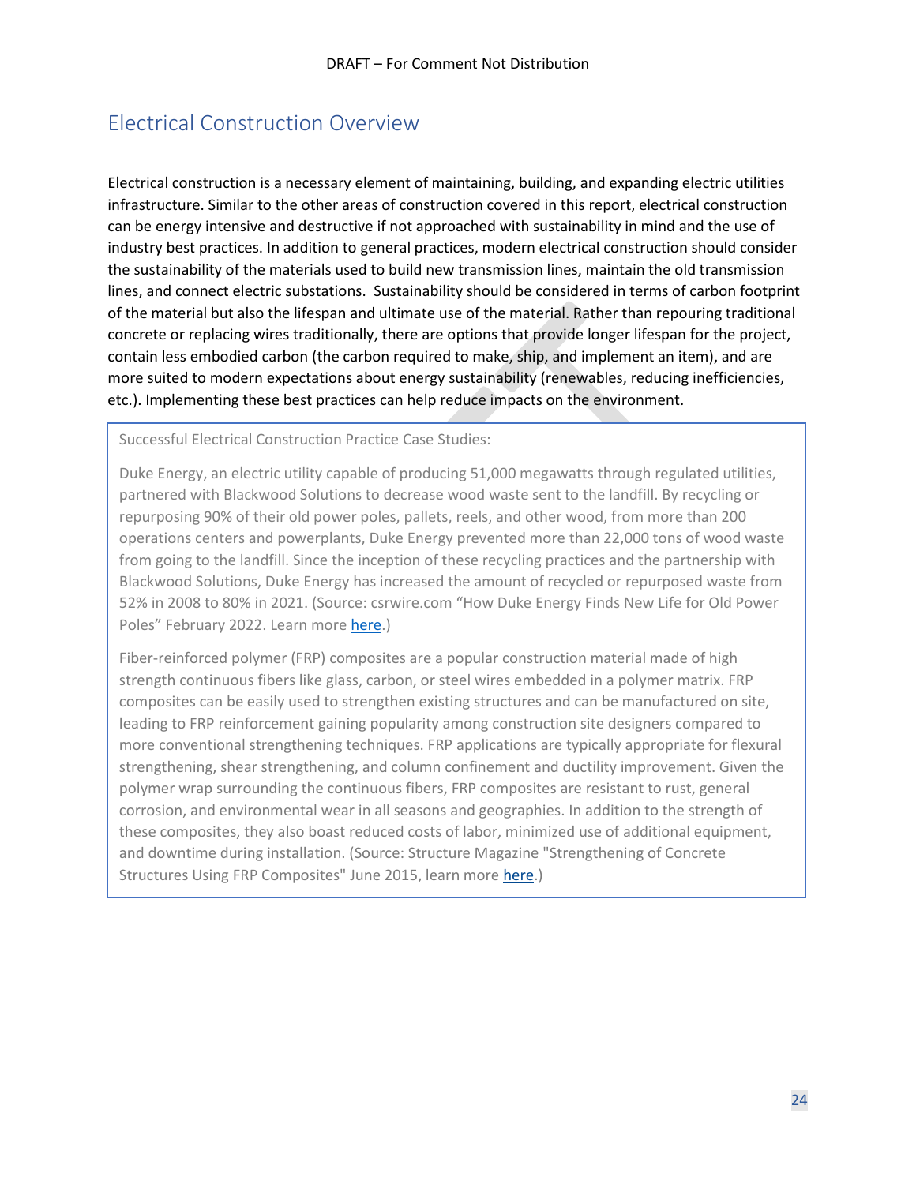## Electrical Construction Overview

Electrical construction is a necessary element of maintaining, building, and expanding electric utilities infrastructure. Similar to the other areas of construction covered in this report, electrical construction can be energy intensive and destructive if not approached with sustainability in mind and the use of industry best practices. In addition to general practices, modern electrical construction should consider the sustainability of the materials used to build new transmission lines, maintain the old transmission lines, and connect electric substations. Sustainability should be considered in terms of carbon footprint of the material but also the lifespan and ultimate use of the material. Rather than repouring traditional concrete or replacing wires traditionally, there are options that provide longer lifespan for the project, contain less embodied carbon (the carbon required to make, ship, and implement an item), and are more suited to modern expectations about energy sustainability (renewables, reducing inefficiencies, etc.). Implementing these best practices can help reduce impacts on the environment.

> Successful Electrical Construction Practice Case Studies:
>
> Duke Energy, an electric utility capable of producing 51,000 megawatts through regulated utilities, partnered with Blackwood Solutions to decrease wood waste sent to the landfill. By recycling or repurposing 90% of their old power poles, pallets, reels, and other wood, from more than 200 operations centers and powerplants, Duke Energy prevented more than 22,000 tons of wood waste from going to the landfill. Since the inception of these recycling practices and the partnership with Blackwood Solutions, Duke Energy has increased the amount of recycled or repurposed waste from 52% in 2008 to 80% in 2021. (Source: csrwire.com "How Duke Energy Finds New Life for Old Power Poles" February 2022. Learn more here.)
>
> Fiber-reinforced polymer (FRP) composites are a popular construction material made of high strength continuous fibers like glass, carbon, or steel wires embedded in a polymer matrix. FRP composites can be easily used to strengthen existing structures and can be manufactured on site, leading to FRP reinforcement gaining popularity among construction site designers compared to more conventional strengthening techniques. FRP applications are typically appropriate for flexural strengthening, shear strengthening, and column confinement and ductility improvement. Given the polymer wrap surrounding the continuous fibers, FRP composites are resistant to rust, general corrosion, and environmental wear in all seasons and geographies. In addition to the strength of these composites, they also boast reduced costs of labor, minimized use of additional equipment, and downtime during installation. (Source: Structure Magazine "Strengthening of Concrete Structures Using FRP Composites" June 2015, learn more here.)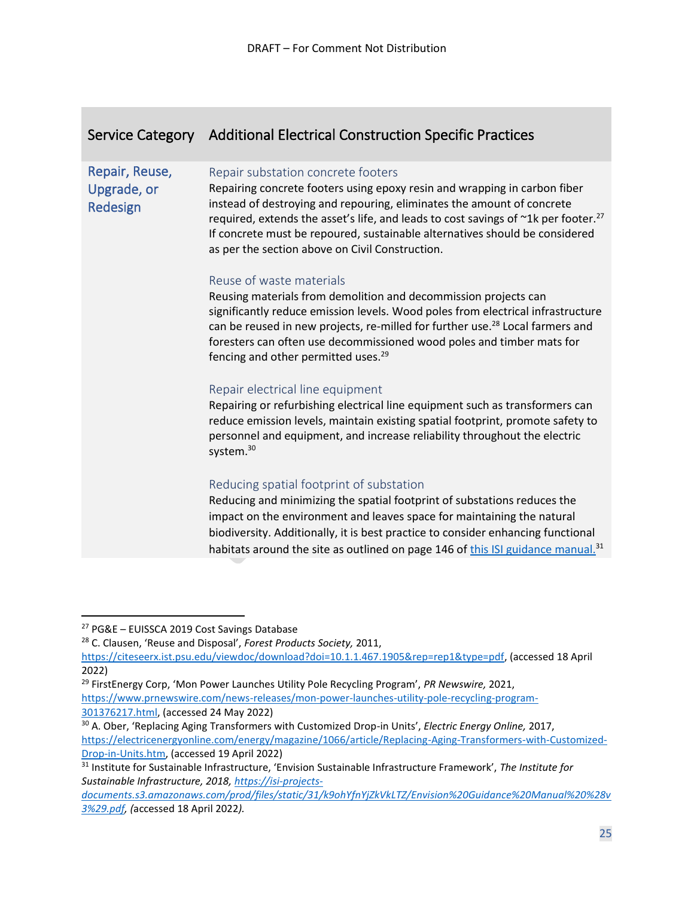| Service Category | Additional Electrical Construction Specific Practices |
| --- | --- |
| Repair, Reuse, Upgrade, or Redesign | **Repair substation concrete footers**<br>Repairing concrete footers using epoxy resin and wrapping in carbon fiber instead of destroying and repouring, eliminates the amount of concrete required, extends the asset's life, and leads to cost savings of ~1k per footer.[27] If concrete must be repoured, sustainable alternatives should be considered as per the section above on Civil Construction.<br><br>**Reuse of waste materials**<br>Reusing materials from demolition and decommission projects can significantly reduce emission levels. Wood poles from electrical infrastructure can be reused in new projects, re-milled for further use.[28] Local farmers and foresters can often use decommissioned wood poles and timber mats for fencing and other permitted uses.[29]<br><br>**Repair electrical line equipment**<br>Repairing or refurbishing electrical line equipment such as transformers can reduce emission levels, maintain existing spatial footprint, promote safety to personnel and equipment, and increase reliability throughout the electric system.[30]<br><br>**Reducing spatial footprint of substation**<br>Reducing and minimizing the spatial footprint of substations reduces the impact on the environment and leaves space for maintaining the natural biodiversity. Additionally, it is best practice to consider enhancing functional habitats around the site as outlined on page 146 of [this ISI guidance manual.](https://isi-projects-documents.s3.amazonaws.com/prod/files/static/31/k9ohYfnYjZkVkLTZ/Envision%20Guidance%20Manual%20%28v3%29.pdf)[31] |

---

[27] PG&E – EUISSCA 2019 Cost Savings Database

[28] C. Clausen, 'Reuse and Disposal', *Forest Products Society,* 2011, https://citeseerx.ist.psu.edu/viewdoc/download?doi=10.1.1.467.1905&rep=rep1&type=pdf, (accessed 18 April 2022)

[29] FirstEnergy Corp, 'Mon Power Launches Utility Pole Recycling Program', *PR Newswire,* 2021, https://www.prnewswire.com/news-releases/mon-power-launches-utility-pole-recycling-program-301376217.html, (accessed 24 May 2022)

[30] A. Ober, 'Replacing Aging Transformers with Customized Drop-in Units', *Electric Energy Online,* 2017, https://electricenergyonline.com/energy/magazine/1066/article/Replacing-Aging-Transformers-with-Customized-Drop-in-Units.htm, (accessed 19 April 2022)

[31] Institute for Sustainable Infrastructure, 'Envision Sustainable Infrastructure Framework', *The Institute for Sustainable Infrastructure, 2018, https://isi-projects-documents.s3.amazonaws.com/prod/files/static/31/k9ohYfnYjZkVkLTZ/Envision%20Guidance%20Manual%20%28v3%29.pdf, (accessed 18 April 2022).*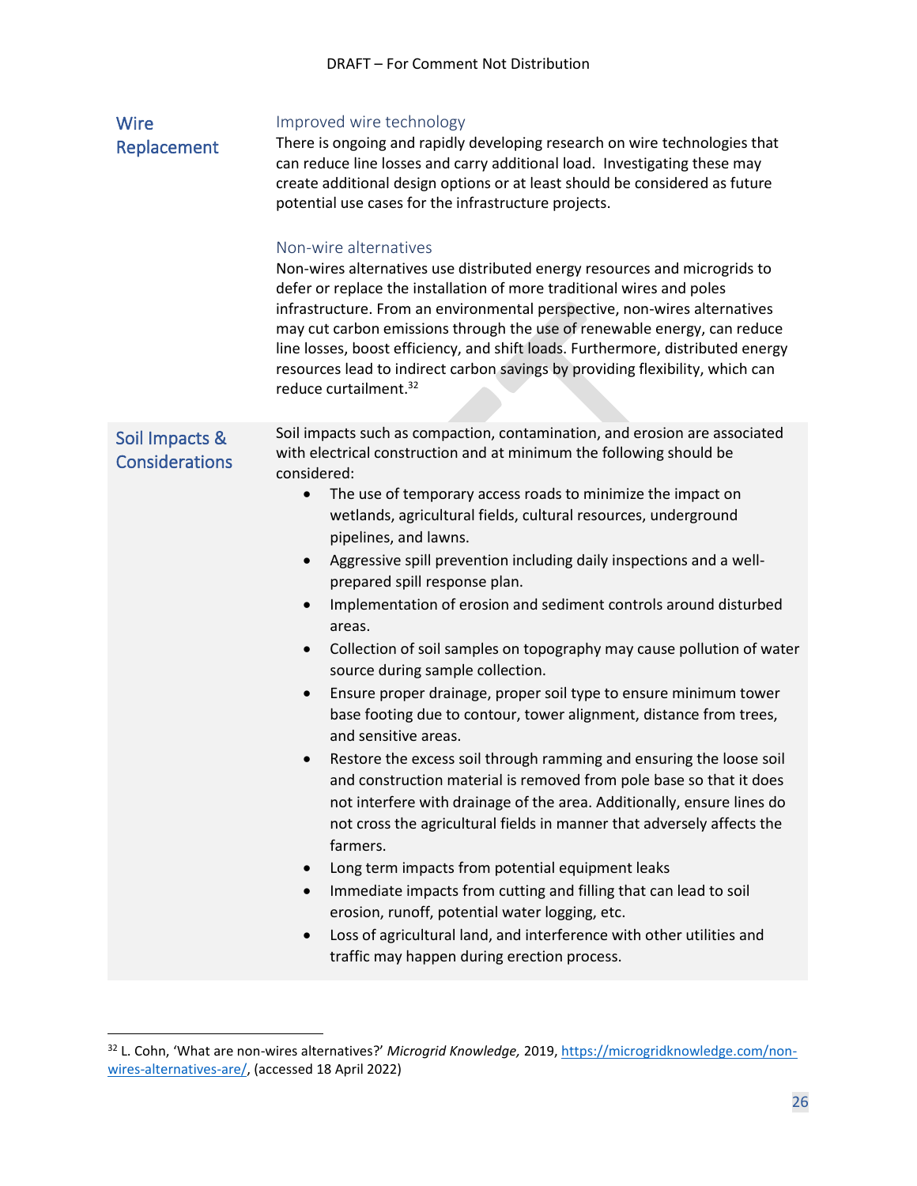## Wire Replacement

### Improved wire technology

There is ongoing and rapidly developing research on wire technologies that can reduce line losses and carry additional load. Investigating these may create additional design options or at least should be considered as future potential use cases for the infrastructure projects.

### Non-wire alternatives

Non-wires alternatives use distributed energy resources and microgrids to defer or replace the installation of more traditional wires and poles infrastructure. From an environmental perspective, non-wires alternatives may cut carbon emissions through the use of renewable energy, can reduce line losses, boost efficiency, and shift loads. Furthermore, distributed energy resources lead to indirect carbon savings by providing flexibility, which can reduce curtailment.[32]

## Soil Impacts & Considerations

Soil impacts such as compaction, contamination, and erosion are associated with electrical construction and at minimum the following should be considered:

- The use of temporary access roads to minimize the impact on wetlands, agricultural fields, cultural resources, underground pipelines, and lawns.
- Aggressive spill prevention including daily inspections and a well-prepared spill response plan.
- Implementation of erosion and sediment controls around disturbed areas.
- Collection of soil samples on topography may cause pollution of water source during sample collection.
- Ensure proper drainage, proper soil type to ensure minimum tower base footing due to contour, tower alignment, distance from trees, and sensitive areas.
- Restore the excess soil through ramming and ensuring the loose soil and construction material is removed from pole base so that it does not interfere with drainage of the area. Additionally, ensure lines do not cross the agricultural fields in manner that adversely affects the farmers.
- Long term impacts from potential equipment leaks
- Immediate impacts from cutting and filling that can lead to soil erosion, runoff, potential water logging, etc.
- Loss of agricultural land, and interference with other utilities and traffic may happen during erection process.

---

[32] L. Cohn, 'What are non-wires alternatives?' *Microgrid Knowledge,* 2019, https://microgridknowledge.com/non-wires-alternatives-are/, (accessed 18 April 2022)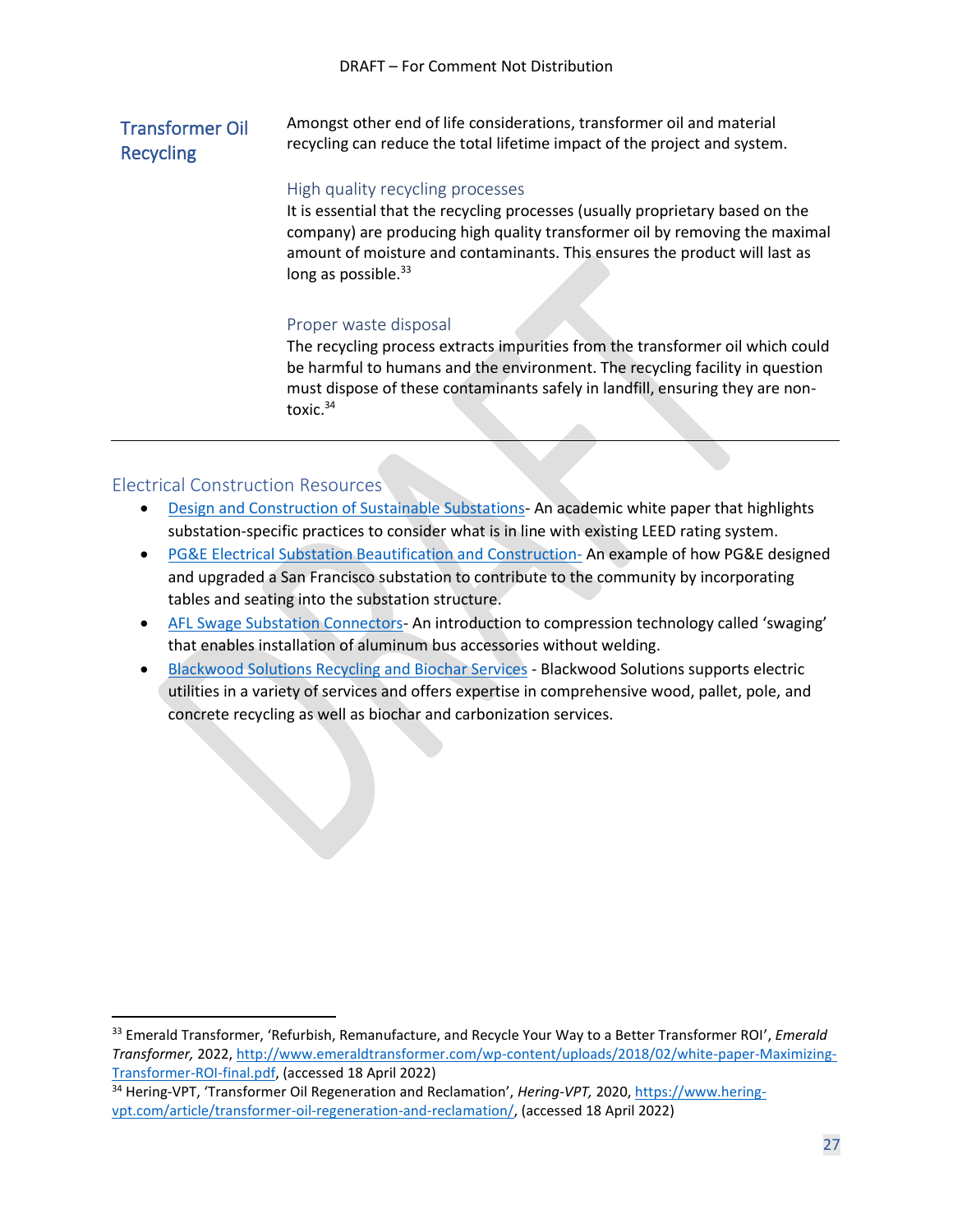## Transformer Oil Recycling

Amongst other end of life considerations, transformer oil and material recycling can reduce the total lifetime impact of the project and system.

### High quality recycling processes

It is essential that the recycling processes (usually proprietary based on the company) are producing high quality transformer oil by removing the maximal amount of moisture and contaminants. This ensures the product will last as long as possible.[33]

### Proper waste disposal

The recycling process extracts impurities from the transformer oil which could be harmful to humans and the environment. The recycling facility in question must dispose of these contaminants safely in landfill, ensuring they are non-toxic.[34]

---

## Electrical Construction Resources

- Design and Construction of Sustainable Substations- An academic white paper that highlights substation-specific practices to consider what is in line with existing LEED rating system.
- PG&E Electrical Substation Beautification and Construction- An example of how PG&E designed and upgraded a San Francisco substation to contribute to the community by incorporating tables and seating into the substation structure.
- AFL Swage Substation Connectors- An introduction to compression technology called 'swaging' that enables installation of aluminum bus accessories without welding.
- Blackwood Solutions Recycling and Biochar Services - Blackwood Solutions supports electric utilities in a variety of services and offers expertise in comprehensive wood, pallet, pole, and concrete recycling as well as biochar and carbonization services.

---

[33] Emerald Transformer, 'Refurbish, Remanufacture, and Recycle Your Way to a Better Transformer ROI', *Emerald Transformer,* 2022, http://www.emeraldtransformer.com/wp-content/uploads/2018/02/white-paper-Maximizing-Transformer-ROI-final.pdf, (accessed 18 April 2022)

[34] Hering-VPT, 'Transformer Oil Regeneration and Reclamation', *Hering-VPT,* 2020, https://www.hering-vpt.com/article/transformer-oil-regeneration-and-reclamation/, (accessed 18 April 2022)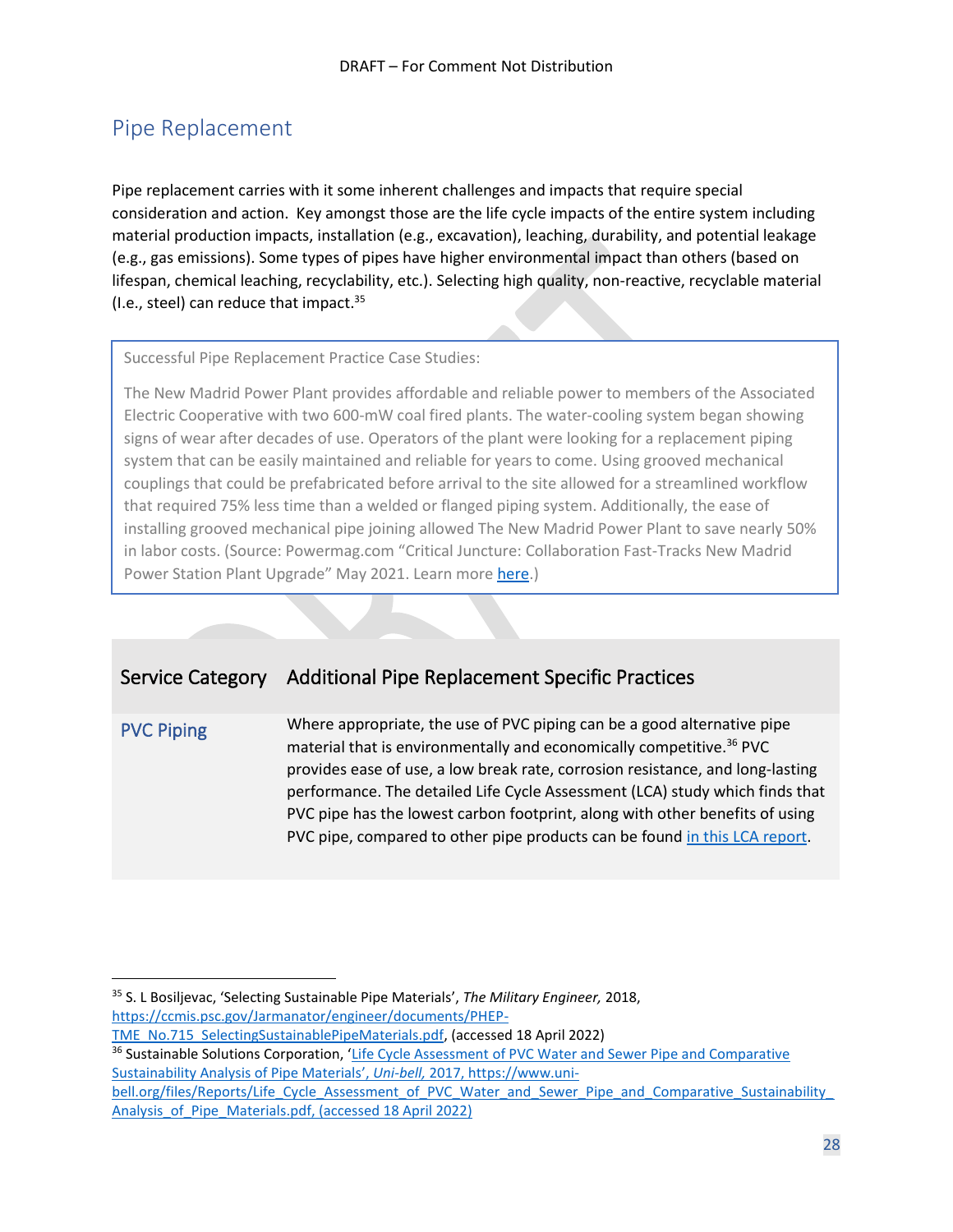## Pipe Replacement

Pipe replacement carries with it some inherent challenges and impacts that require special consideration and action. Key amongst those are the life cycle impacts of the entire system including material production impacts, installation (e.g., excavation), leaching, durability, and potential leakage (e.g., gas emissions). Some types of pipes have higher environmental impact than others (based on lifespan, chemical leaching, recyclability, etc.). Selecting high quality, non-reactive, recyclable material (I.e., steel) can reduce that impact.[35]

> Successful Pipe Replacement Practice Case Studies:
>
> The New Madrid Power Plant provides affordable and reliable power to members of the Associated Electric Cooperative with two 600-mW coal fired plants. The water-cooling system began showing signs of wear after decades of use. Operators of the plant were looking for a replacement piping system that can be easily maintained and reliable for years to come. Using grooved mechanical couplings that could be prefabricated before arrival to the site allowed for a streamlined workflow that required 75% less time than a welded or flanged piping system. Additionally, the ease of installing grooved mechanical pipe joining allowed The New Madrid Power Plant to save nearly 50% in labor costs. (Source: Powermag.com "Critical Juncture: Collaboration Fast-Tracks New Madrid Power Station Plant Upgrade" May 2021. Learn more here.)

| Service Category | Additional Pipe Replacement Specific Practices |
|---|---|
| PVC Piping | Where appropriate, the use of PVC piping can be a good alternative pipe material that is environmentally and economically competitive.[36] PVC provides ease of use, a low break rate, corrosion resistance, and long-lasting performance. The detailed Life Cycle Assessment (LCA) study which finds that PVC pipe has the lowest carbon footprint, along with other benefits of using PVC pipe, compared to other pipe products can be found in this LCA report. |

---

[35] S. L Bosiljevac, 'Selecting Sustainable Pipe Materials', *The Military Engineer,* 2018, https://ccmis.psc.gov/Jarmanator/engineer/documents/PHEP-TME_No.715_SelectingSustainablePipeMaterials.pdf, (accessed 18 April 2022)

[36] Sustainable Solutions Corporation, 'Life Cycle Assessment of PVC Water and Sewer Pipe and Comparative Sustainability Analysis of Pipe Materials', *Uni-bell,* 2017, https://www.uni-bell.org/files/Reports/Life_Cycle_Assessment_of_PVC_Water_and_Sewer_Pipe_and_Comparative_Sustainability_Analysis_of_Pipe_Materials.pdf, (accessed 18 April 2022)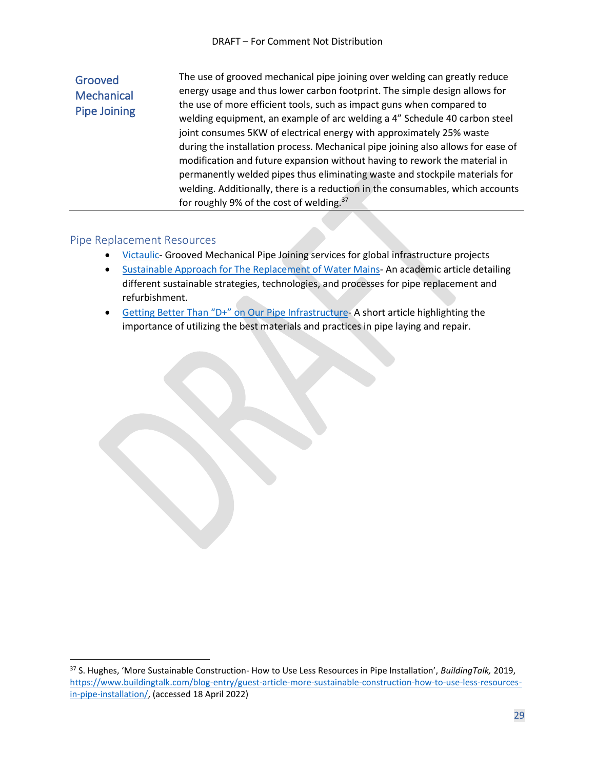| | |
|---|---|
| Grooved Mechanical Pipe Joining | The use of grooved mechanical pipe joining over welding can greatly reduce energy usage and thus lower carbon footprint. The simple design allows for the use of more efficient tools, such as impact guns when compared to welding equipment, an example of arc welding a 4" Schedule 40 carbon steel joint consumes 5KW of electrical energy with approximately 25% waste during the installation process. Mechanical pipe joining also allows for ease of modification and future expansion without having to rework the material in permanently welded pipes thus eliminating waste and stockpile materials for welding. Additionally, there is a reduction in the consumables, which accounts for roughly 9% of the cost of welding.[37] |

## Pipe Replacement Resources

- Victaulic- Grooved Mechanical Pipe Joining services for global infrastructure projects
- Sustainable Approach for The Replacement of Water Mains- An academic article detailing different sustainable strategies, technologies, and processes for pipe replacement and refurbishment.
- Getting Better Than "D+" on Our Pipe Infrastructure- A short article highlighting the importance of utilizing the best materials and practices in pipe laying and repair.

---

[37] S. Hughes, 'More Sustainable Construction- How to Use Less Resources in Pipe Installation', *BuildingTalk,* 2019, https://www.buildingtalk.com/blog-entry/guest-article-more-sustainable-construction-how-to-use-less-resources-in-pipe-installation/, (accessed 18 April 2022)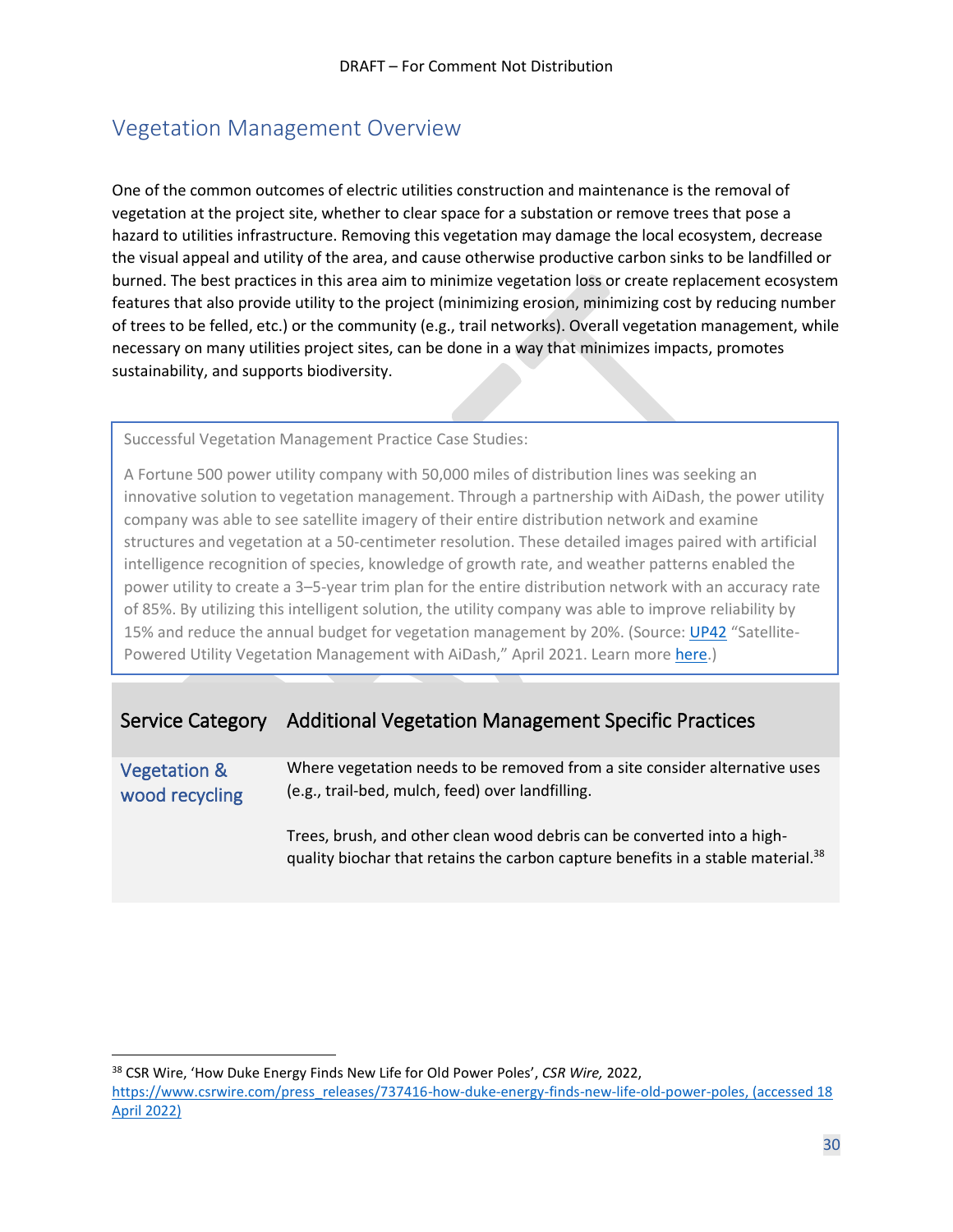## Vegetation Management Overview

One of the common outcomes of electric utilities construction and maintenance is the removal of vegetation at the project site, whether to clear space for a substation or remove trees that pose a hazard to utilities infrastructure. Removing this vegetation may damage the local ecosystem, decrease the visual appeal and utility of the area, and cause otherwise productive carbon sinks to be landfilled or burned. The best practices in this area aim to minimize vegetation loss or create replacement ecosystem features that also provide utility to the project (minimizing erosion, minimizing cost by reducing number of trees to be felled, etc.) or the community (e.g., trail networks). Overall vegetation management, while necessary on many utilities project sites, can be done in a way that minimizes impacts, promotes sustainability, and supports biodiversity.

> Successful Vegetation Management Practice Case Studies:
>
> A Fortune 500 power utility company with 50,000 miles of distribution lines was seeking an innovative solution to vegetation management. Through a partnership with AiDash, the power utility company was able to see satellite imagery of their entire distribution network and examine structures and vegetation at a 50-centimeter resolution. These detailed images paired with artificial intelligence recognition of species, knowledge of growth rate, and weather patterns enabled the power utility to create a 3–5-year trim plan for the entire distribution network with an accuracy rate of 85%. By utilizing this intelligent solution, the utility company was able to improve reliability by 15% and reduce the annual budget for vegetation management by 20%. (Source: UP42 "Satellite-Powered Utility Vegetation Management with AiDash," April 2021. Learn more here.)

| Service Category | Additional Vegetation Management Specific Practices |
| --- | --- |
| Vegetation & wood recycling | Where vegetation needs to be removed from a site consider alternative uses (e.g., trail-bed, mulch, feed) over landfilling.<br><br>Trees, brush, and other clean wood debris can be converted into a high-quality biochar that retains the carbon capture benefits in a stable material.[38] |

[38] CSR Wire, 'How Duke Energy Finds New Life for Old Power Poles', *CSR Wire,* 2022, https://www.csrwire.com/press_releases/737416-how-duke-energy-finds-new-life-old-power-poles, (accessed 18 April 2022)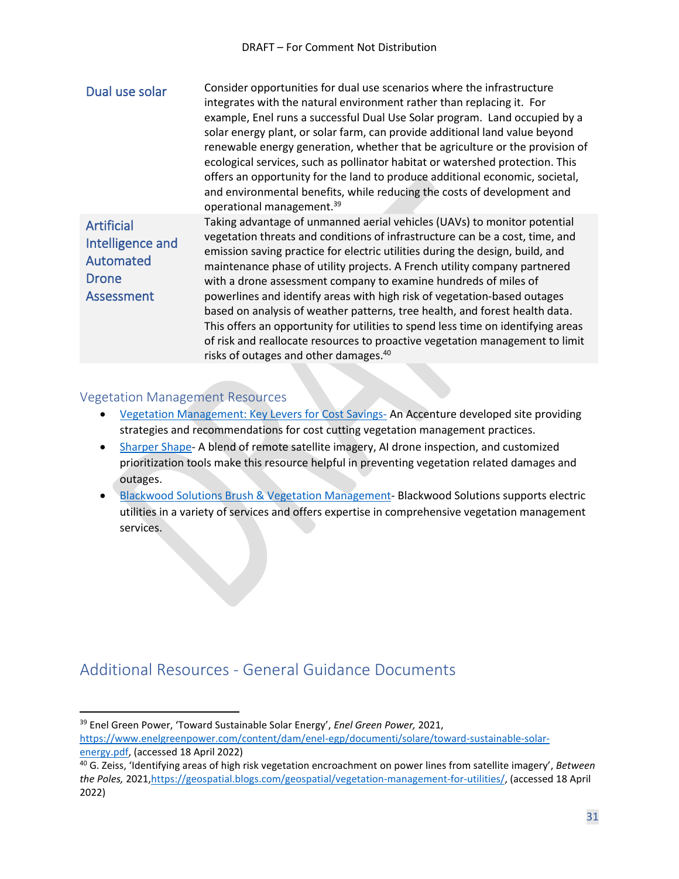| | |
|---|---|
| Dual use solar | Consider opportunities for dual use scenarios where the infrastructure integrates with the natural environment rather than replacing it. For example, Enel runs a successful Dual Use Solar program. Land occupied by a solar energy plant, or solar farm, can provide additional land value beyond renewable energy generation, whether that be agriculture or the provision of ecological services, such as pollinator habitat or watershed protection. This offers an opportunity for the land to produce additional economic, societal, and environmental benefits, while reducing the costs of development and operational management.[39] |
| Artificial Intelligence and Automated Drone Assessment | Taking advantage of unmanned aerial vehicles (UAVs) to monitor potential vegetation threats and conditions of infrastructure can be a cost, time, and emission saving practice for electric utilities during the design, build, and maintenance phase of utility projects. A French utility company partnered with a drone assessment company to examine hundreds of miles of powerlines and identify areas with high risk of vegetation-based outages based on analysis of weather patterns, tree health, and forest health data. This offers an opportunity for utilities to spend less time on identifying areas of risk and reallocate resources to proactive vegetation management to limit risks of outages and other damages.[40] |

### Vegetation Management Resources

- Vegetation Management: Key Levers for Cost Savings- An Accenture developed site providing strategies and recommendations for cost cutting vegetation management practices.
- Sharper Shape- A blend of remote satellite imagery, AI drone inspection, and customized prioritization tools make this resource helpful in preventing vegetation related damages and outages.
- Blackwood Solutions Brush & Vegetation Management- Blackwood Solutions supports electric utilities in a variety of services and offers expertise in comprehensive vegetation management services.

## Additional Resources - General Guidance Documents

[39] Enel Green Power, 'Toward Sustainable Solar Energy', *Enel Green Power,* 2021, https://www.enelgreenpower.com/content/dam/enel-egp/documenti/solare/toward-sustainable-solar-energy.pdf, (accessed 18 April 2022)

[40] G. Zeiss, 'Identifying areas of high risk vegetation encroachment on power lines from satellite imagery', *Between the Poles,* 2021,https://geospatial.blogs.com/geospatial/vegetation-management-for-utilities/, (accessed 18 April 2022)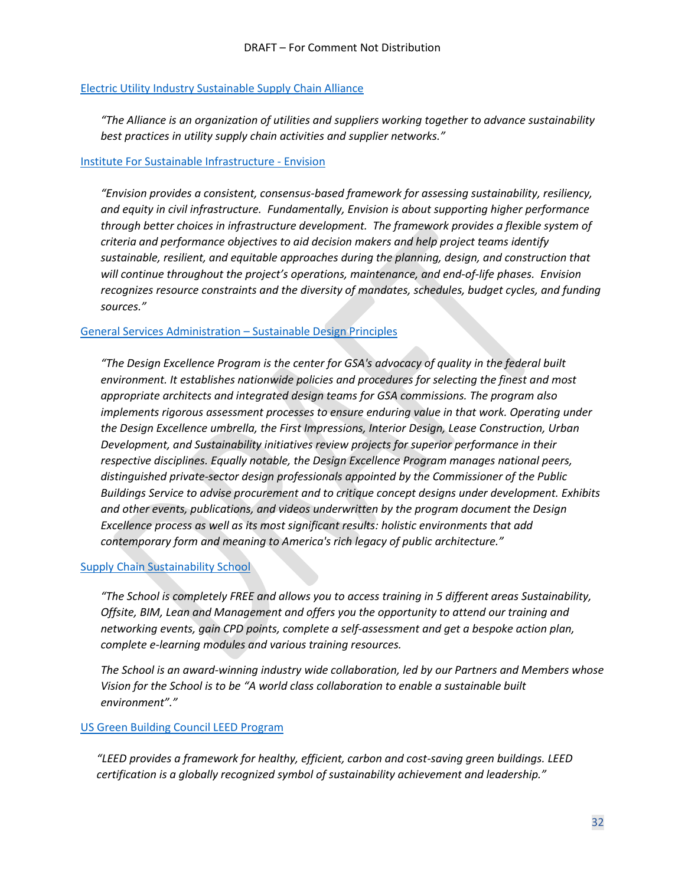[Electric Utility Industry Sustainable Supply Chain Alliance]

*"The Alliance is an organization of utilities and suppliers working together to advance sustainability best practices in utility supply chain activities and supplier networks."*

[Institute For Sustainable Infrastructure - Envision]

*"Envision provides a consistent, consensus-based framework for assessing sustainability, resiliency, and equity in civil infrastructure. Fundamentally, Envision is about supporting higher performance through better choices in infrastructure development. The framework provides a flexible system of criteria and performance objectives to aid decision makers and help project teams identify sustainable, resilient, and equitable approaches during the planning, design, and construction that will continue throughout the project's operations, maintenance, and end-of-life phases. Envision recognizes resource constraints and the diversity of mandates, schedules, budget cycles, and funding sources."*

[General Services Administration – Sustainable Design Principles]

*"The Design Excellence Program is the center for GSA's advocacy of quality in the federal built environment. It establishes nationwide policies and procedures for selecting the finest and most appropriate architects and integrated design teams for GSA commissions. The program also implements rigorous assessment processes to ensure enduring value in that work. Operating under the Design Excellence umbrella, the First Impressions, Interior Design, Lease Construction, Urban Development, and Sustainability initiatives review projects for superior performance in their respective disciplines. Equally notable, the Design Excellence Program manages national peers, distinguished private-sector design professionals appointed by the Commissioner of the Public Buildings Service to advise procurement and to critique concept designs under development. Exhibits and other events, publications, and videos underwritten by the program document the Design Excellence process as well as its most significant results: holistic environments that add contemporary form and meaning to America's rich legacy of public architecture."*

[Supply Chain Sustainability School]

*"The School is completely FREE and allows you to access training in 5 different areas Sustainability, Offsite, BIM, Lean and Management and offers you the opportunity to attend our training and networking events, gain CPD points, complete a self-assessment and get a bespoke action plan, complete e-learning modules and various training resources.*

*The School is an award-winning industry wide collaboration, led by our Partners and Members whose Vision for the School is to be "A world class collaboration to enable a sustainable built environment"."*

[US Green Building Council LEED Program]

*"LEED provides a framework for healthy, efficient, carbon and cost-saving green buildings. LEED certification is a globally recognized symbol of sustainability achievement and leadership."*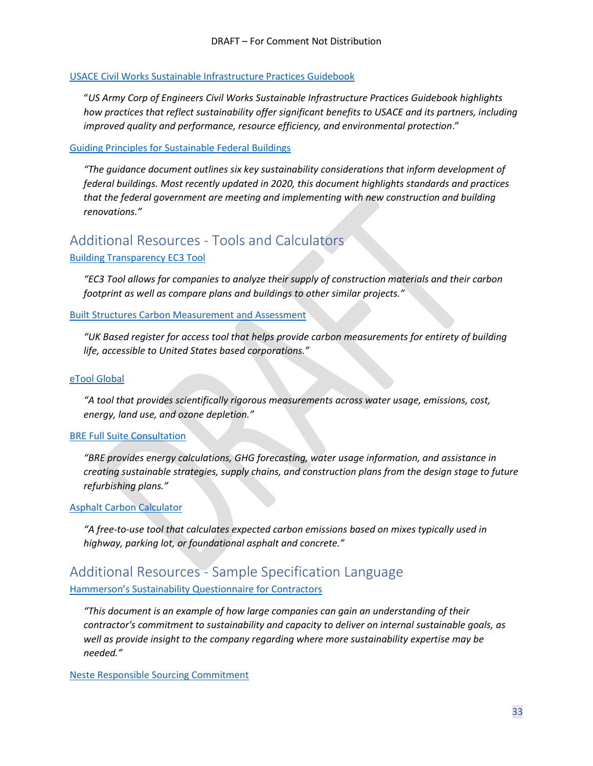USACE Civil Works Sustainable Infrastructure Practices Guidebook

> "*US Army Corp of Engineers Civil Works Sustainable Infrastructure Practices Guidebook highlights how practices that reflect sustainability offer significant benefits to USACE and its partners, including improved quality and performance, resource efficiency, and environmental protection*."

Guiding Principles for Sustainable Federal Buildings

> *"The guidance document outlines six key sustainability considerations that inform development of federal buildings. Most recently updated in 2020, this document highlights standards and practices that the federal government are meeting and implementing with new construction and building renovations."*

## Additional Resources - Tools and Calculators

Building Transparency EC3 Tool

> *"EC3 Tool allows for companies to analyze their supply of construction materials and their carbon footprint as well as compare plans and buildings to other similar projects."*

Built Structures Carbon Measurement and Assessment

> *"UK Based register for access tool that helps provide carbon measurements for entirety of building life, accessible to United States based corporations."*

eTool Global

> *"A tool that provides scientifically rigorous measurements across water usage, emissions, cost, energy, land use, and ozone depletion."*

BRE Full Suite Consultation

> *"BRE provides energy calculations, GHG forecasting, water usage information, and assistance in creating sustainable strategies, supply chains, and construction plans from the design stage to future refurbishing plans."*

Asphalt Carbon Calculator

> *"A free-to-use tool that calculates expected carbon emissions based on mixes typically used in highway, parking lot, or foundational asphalt and concrete."*

## Additional Resources - Sample Specification Language

Hammerson's Sustainability Questionnaire for Contractors

> *"This document is an example of how large companies can gain an understanding of their contractor's commitment to sustainability and capacity to deliver on internal sustainable goals, as well as provide insight to the company regarding where more sustainability expertise may be needed."*

Neste Responsible Sourcing Commitment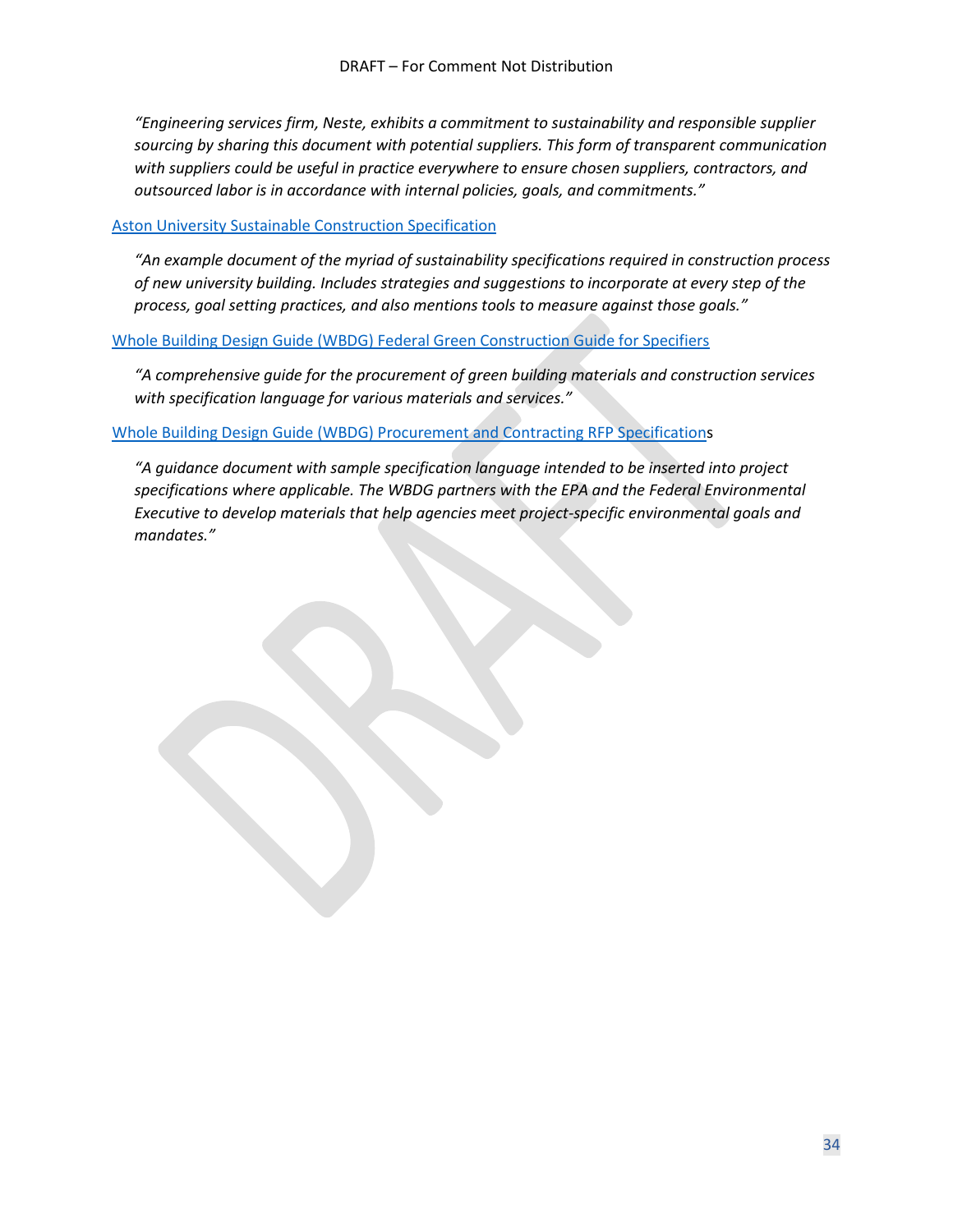*"Engineering services firm, Neste, exhibits a commitment to sustainability and responsible supplier sourcing by sharing this document with potential suppliers. This form of transparent communication with suppliers could be useful in practice everywhere to ensure chosen suppliers, contractors, and outsourced labor is in accordance with internal policies, goals, and commitments."*

Aston University Sustainable Construction Specification

*"An example document of the myriad of sustainability specifications required in construction process of new university building. Includes strategies and suggestions to incorporate at every step of the process, goal setting practices, and also mentions tools to measure against those goals."*

Whole Building Design Guide (WBDG) Federal Green Construction Guide for Specifiers

*"A comprehensive guide for the procurement of green building materials and construction services with specification language for various materials and services."*

Whole Building Design Guide (WBDG) Procurement and Contracting RFP Specifications

*"A guidance document with sample specification language intended to be inserted into project specifications where applicable. The WBDG partners with the EPA and the Federal Environmental Executive to develop materials that help agencies meet project-specific environmental goals and mandates."*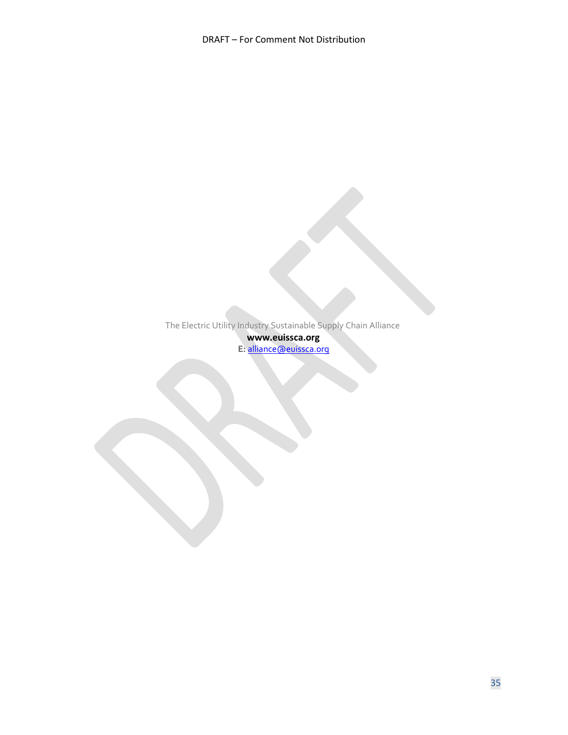The Electric Utility Industry Sustainable Supply Chain Alliance

**www.euissca.org**

**E:** alliance@euissca.org